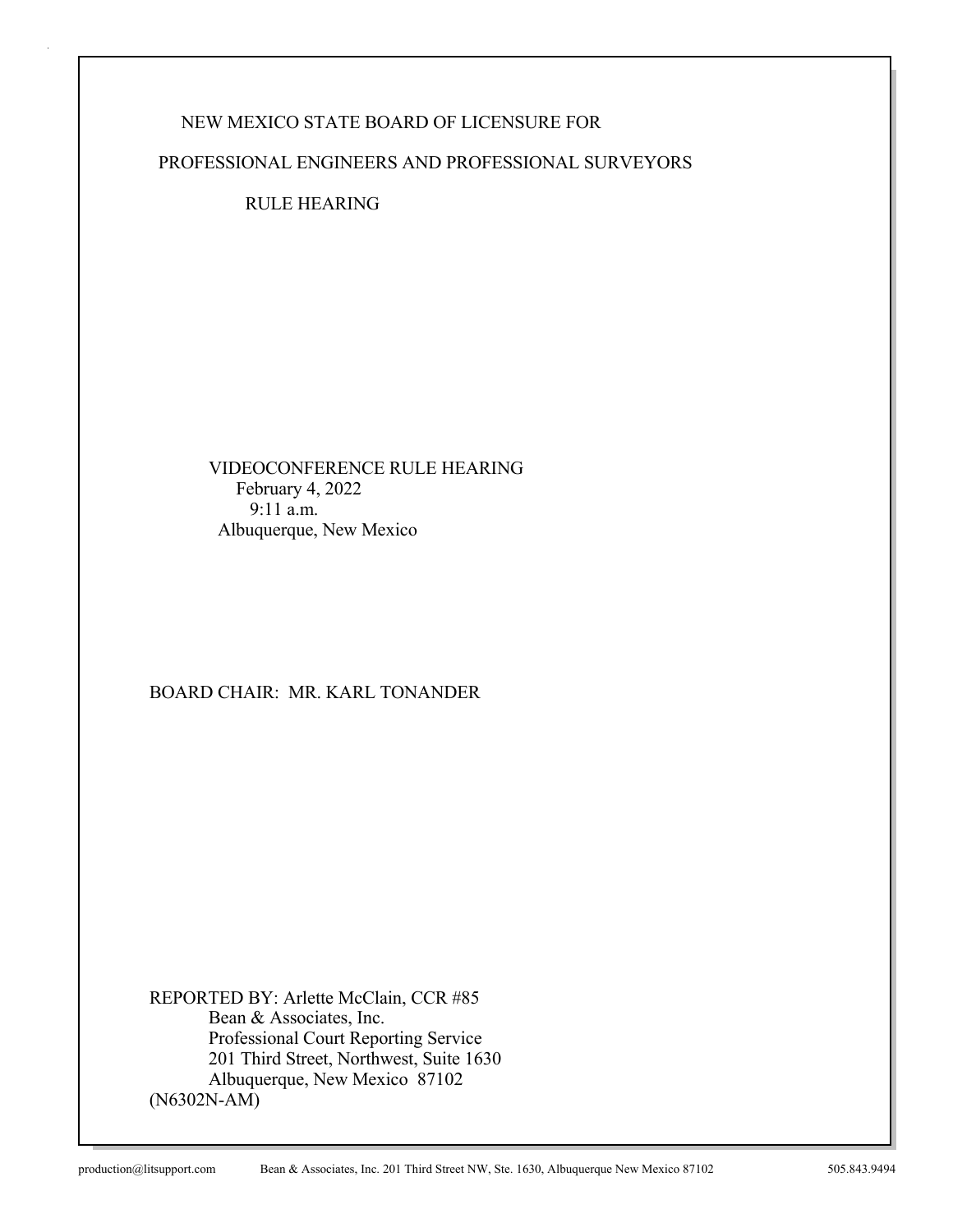NEW MEXICO STATE BOARD OF LICENSURE FOR

PROFESSIONAL ENGINEERS AND PROFESSIONAL SURVEYORS

RULE HEARING

VIDEOCONFERENCE RULE HEARING
February 4, 2022
9:11 a.m.
Albuquerque, New Mexico

BOARD CHAIR: MR. KARL TONANDER

REPORTED BY: Arlette McClain, CCR #85
Bean & Associates, Inc.
Professional Court Reporting Service
201 Third Street, Northwest, Suite 1630
Albuquerque, New Mexico 87102
(N6302N-AM)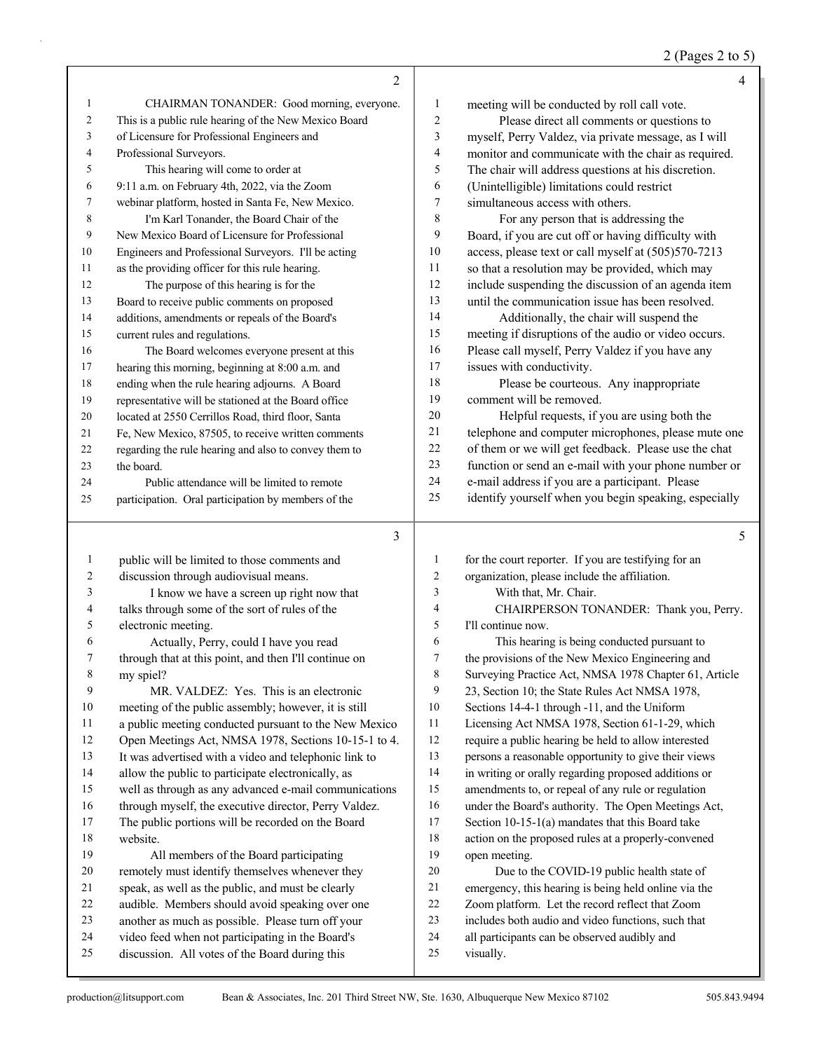CHAIRMAN TONANDER: Good morning, everyone. This is a public rule hearing of the New Mexico Board of Licensure for Professional Engineers and Professional Surveyors.

This hearing will come to order at 9:11 a.m. on February 4th, 2022, via the Zoom webinar platform, hosted in Santa Fe, New Mexico.

I'm Karl Tonander, the Board Chair of the New Mexico Board of Licensure for Professional Engineers and Professional Surveyors. I'll be acting as the providing officer for this rule hearing.

The purpose of this hearing is for the Board to receive public comments on proposed additions, amendments or repeals of the Board's current rules and regulations.

The Board welcomes everyone present at this hearing this morning, beginning at 8:00 a.m. and ending when the rule hearing adjourns. A Board representative will be stationed at the Board office located at 2550 Cerrillos Road, third floor, Santa Fe, New Mexico, 87505, to receive written comments regarding the rule hearing and also to convey them to the board.

Public attendance will be limited to remote participation. Oral participation by members of the public will be limited to those comments and discussion through audiovisual means.

I know we have a screen up right now that talks through some of the sort of rules of the electronic meeting.

Actually, Perry, could I have you read through that at this point, and then I'll continue on my spiel?

MR. VALDEZ: Yes. This is an electronic meeting of the public assembly; however, it is still a public meeting conducted pursuant to the New Mexico Open Meetings Act, NMSA 1978, Sections 10-15-1 to 4. It was advertised with a video and telephonic link to allow the public to participate electronically, as well as through as any advanced e-mail communications through myself, the executive director, Perry Valdez. The public portions will be recorded on the Board website.

All members of the Board participating remotely must identify themselves whenever they speak, as well as the public, and must be clearly audible. Members should avoid speaking over one another as much as possible. Please turn off your video feed when not participating in the Board's discussion. All votes of the Board during this meeting will be conducted by roll call vote.

Please direct all comments or questions to myself, Perry Valdez, via private message, as I will monitor and communicate with the chair as required. The chair will address questions at his discretion. (Unintelligible) limitations could restrict simultaneous access with others.

For any person that is addressing the Board, if you are cut off or having difficulty with access, please text or call myself at (505)570-7213 so that a resolution may be provided, which may include suspending the discussion of an agenda item until the communication issue has been resolved.

Additionally, the chair will suspend the meeting if disruptions of the audio or video occurs. Please call myself, Perry Valdez if you have any issues with conductivity.

Please be courteous. Any inappropriate comment will be removed.

Helpful requests, if you are using both the telephone and computer microphones, please mute one of them or we will get feedback. Please use the chat function or send an e-mail with your phone number or e-mail address if you are a participant. Please identify yourself when you begin speaking, especially for the court reporter. If you are testifying for an organization, please include the affiliation.

With that, Mr. Chair.

CHAIRPERSON TONANDER: Thank you, Perry. I'll continue now.

This hearing is being conducted pursuant to the provisions of the New Mexico Engineering and Surveying Practice Act, NMSA 1978 Chapter 61, Article 23, Section 10; the State Rules Act NMSA 1978, Sections 14-4-1 through -11, and the Uniform Licensing Act NMSA 1978, Section 61-1-29, which require a public hearing be held to allow interested persons a reasonable opportunity to give their views in writing or orally regarding proposed additions or amendments to, or repeal of any rule or regulation under the Board's authority. The Open Meetings Act, Section 10-15-1(a) mandates that this Board take action on the proposed rules at a properly-convened open meeting.

Due to the COVID-19 public health state of emergency, this hearing is being held online via the Zoom platform. Let the record reflect that Zoom includes both audio and video functions, such that all participants can be observed audibly and visually.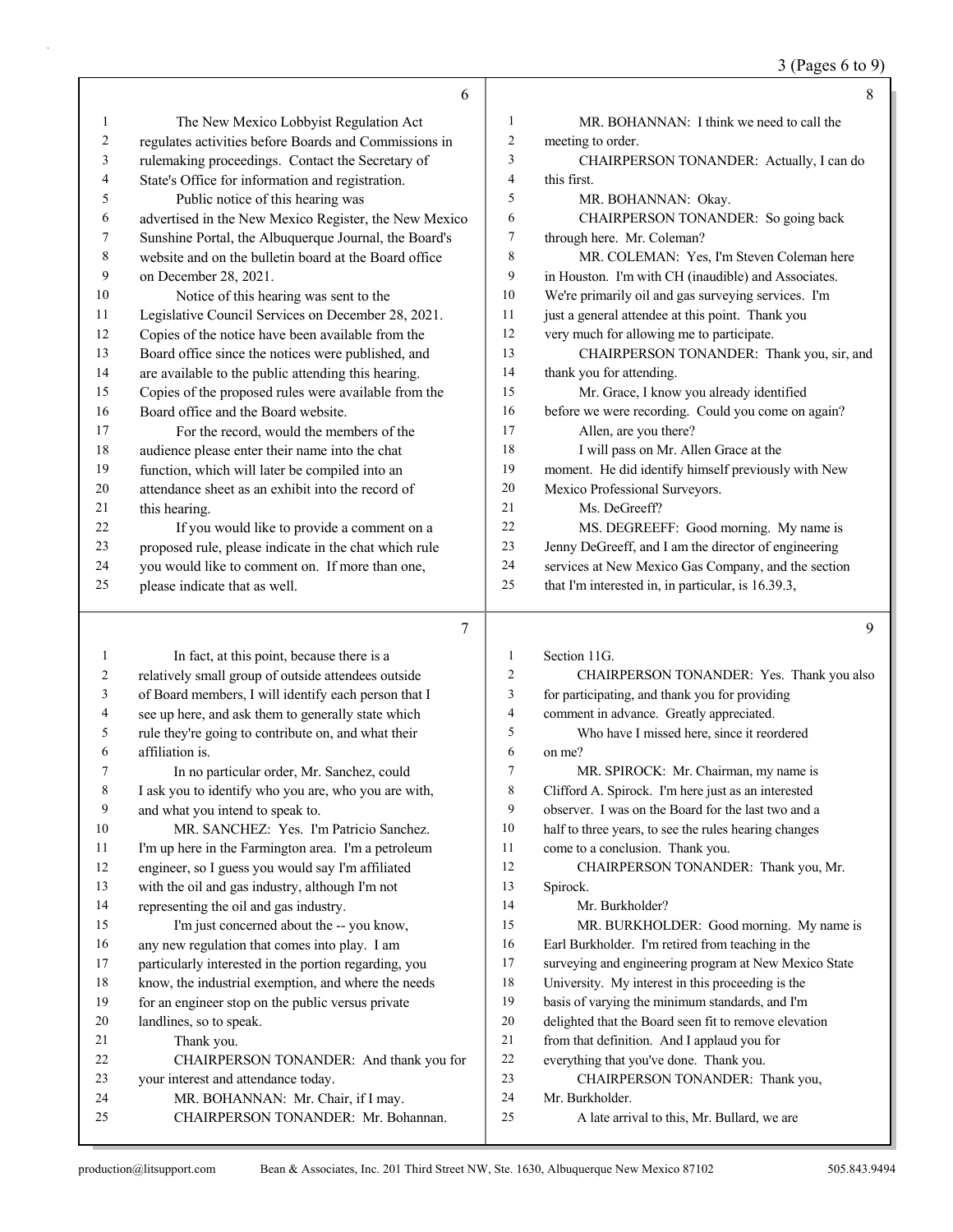The New Mexico Lobbyist Regulation Act regulates activities before Boards and Commissions in rulemaking proceedings. Contact the Secretary of State's Office for information and registration.

Public notice of this hearing was advertised in the New Mexico Register, the New Mexico Sunshine Portal, the Albuquerque Journal, the Board's website and on the bulletin board at the Board office on December 28, 2021.

Notice of this hearing was sent to the Legislative Council Services on December 28, 2021. Copies of the notice have been available from the Board office since the notices were published, and are available to the public attending this hearing. Copies of the proposed rules were available from the Board office and the Board website.

For the record, would the members of the audience please enter their name into the chat function, which will later be compiled into an attendance sheet as an exhibit into the record of this hearing.

If you would like to provide a comment on a proposed rule, please indicate in the chat which rule you would like to comment on. If more than one, please indicate that as well.

In fact, at this point, because there is a relatively small group of outside attendees outside of Board members, I will identify each person that I see up here, and ask them to generally state which rule they're going to contribute on, and what their affiliation is.

In no particular order, Mr. Sanchez, could I ask you to identify who you are, who you are with, and what you intend to speak to.

MR. SANCHEZ: Yes. I'm Patricio Sanchez. I'm up here in the Farmington area. I'm a petroleum engineer, so I guess you would say I'm affiliated with the oil and gas industry, although I'm not representing the oil and gas industry.

I'm just concerned about the -- you know, any new regulation that comes into play. I am particularly interested in the portion regarding, you know, the industrial exemption, and where the needs for an engineer stop on the public versus private landlines, so to speak.

Thank you.

CHAIRPERSON TONANDER: And thank you for your interest and attendance today.

MR. BOHANNAN: Mr. Chair, if I may.

CHAIRPERSON TONANDER: Mr. Bohannan.

MR. BOHANNAN: I think we need to call the meeting to order.

CHAIRPERSON TONANDER: Actually, I can do this first.

MR. BOHANNAN: Okay.

CHAIRPERSON TONANDER: So going back through here. Mr. Coleman?

MR. COLEMAN: Yes, I'm Steven Coleman here in Houston. I'm with CH (inaudible) and Associates. We're primarily oil and gas surveying services. I'm just a general attendee at this point. Thank you very much for allowing me to participate.

CHAIRPERSON TONANDER: Thank you, sir, and thank you for attending.

Mr. Grace, I know you already identified before we were recording. Could you come on again?

Allen, are you there?

I will pass on Mr. Allen Grace at the moment. He did identify himself previously with New Mexico Professional Surveyors.

Ms. DeGreeff?

MS. DEGREEFF: Good morning. My name is Jenny DeGreeff, and I am the director of engineering services at New Mexico Gas Company, and the section that I'm interested in, in particular, is 16.39.3, Section 11G.

CHAIRPERSON TONANDER: Yes. Thank you also for participating, and thank you for providing comment in advance. Greatly appreciated.

Who have I missed here, since it reordered on me?

MR. SPIROCK: Mr. Chairman, my name is Clifford A. Spirock. I'm here just as an interested observer. I was on the Board for the last two and a half to three years, to see the rules hearing changes come to a conclusion. Thank you.

CHAIRPERSON TONANDER: Thank you, Mr. Spirock.

Mr. Burkholder?

MR. BURKHOLDER: Good morning. My name is Earl Burkholder. I'm retired from teaching in the surveying and engineering program at New Mexico State University. My interest in this proceeding is the basis of varying the minimum standards, and I'm delighted that the Board seen fit to remove elevation from that definition. And I applaud you for everything that you've done. Thank you.

CHAIRPERSON TONANDER: Thank you, Mr. Burkholder.

A late arrival to this, Mr. Bullard, we are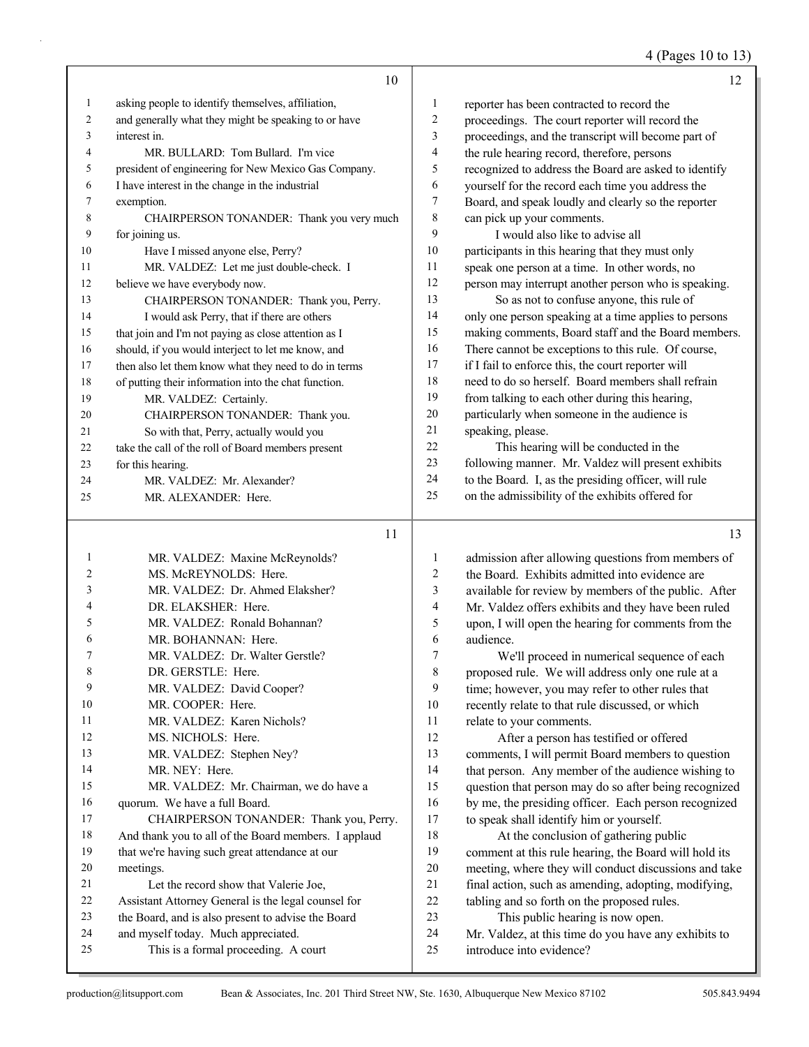## 10

1 asking people to identify themselves, affiliation,
2 and generally what they might be speaking to or have
3 interest in.
4 MR. BULLARD: Tom Bullard. I'm vice
5 president of engineering for New Mexico Gas Company.
6 I have interest in the change in the industrial
7 exemption.
8 CHAIRPERSON TONANDER: Thank you very much
9 for joining us.
10 Have I missed anyone else, Perry?
11 MR. VALDEZ: Let me just double-check. I
12 believe we have everybody now.
13 CHAIRPERSON TONANDER: Thank you, Perry.
14 I would ask Perry, that if there are others
15 that join and I'm not paying as close attention as I
16 should, if you would interject to let me know, and
17 then also let them know what they need to do in terms
18 of putting their information into the chat function.
19 MR. VALDEZ: Certainly.
20 CHAIRPERSON TONANDER: Thank you.
21 So with that, Perry, actually would you
22 take the call of the roll of Board members present
23 for this hearing.
24 MR. VALDEZ: Mr. Alexander?
25 MR. ALEXANDER: Here.

## 11

1 MR. VALDEZ: Maxine McReynolds?
2 MS. McREYNOLDS: Here.
3 MR. VALDEZ: Dr. Ahmed Elaksher?
4 DR. ELAKSHER: Here.
5 MR. VALDEZ: Ronald Bohannan?
6 MR. BOHANNAN: Here.
7 MR. VALDEZ: Dr. Walter Gerstle?
8 DR. GERSTLE: Here.
9 MR. VALDEZ: David Cooper?
10 MR. COOPER: Here.
11 MR. VALDEZ: Karen Nichols?
12 MS. NICHOLS: Here.
13 MR. VALDEZ: Stephen Ney?
14 MR. NEY: Here.
15 MR. VALDEZ: Mr. Chairman, we do have a
16 quorum. We have a full Board.
17 CHAIRPERSON TONANDER: Thank you, Perry.
18 And thank you to all of the Board members. I applaud
19 that we're having such great attendance at our
20 meetings.
21 Let the record show that Valerie Joe,
22 Assistant Attorney General is the legal counsel for
23 the Board, and is also present to advise the Board
24 and myself today. Much appreciated.
25 This is a formal proceeding. A court

## 12

1 reporter has been contracted to record the
2 proceedings. The court reporter will record the
3 proceedings, and the transcript will become part of
4 the rule hearing record, therefore, persons
5 recognized to address the Board are asked to identify
6 yourself for the record each time you address the
7 Board, and speak loudly and clearly so the reporter
8 can pick up your comments.
9 I would also like to advise all
10 participants in this hearing that they must only
11 speak one person at a time. In other words, no
12 person may interrupt another person who is speaking.
13 So as not to confuse anyone, this rule of
14 only one person speaking at a time applies to persons
15 making comments, Board staff and the Board members.
16 There cannot be exceptions to this rule. Of course,
17 if I fail to enforce this, the court reporter will
18 need to do so herself. Board members shall refrain
19 from talking to each other during this hearing,
20 particularly when someone in the audience is
21 speaking, please.
22 This hearing will be conducted in the
23 following manner. Mr. Valdez will present exhibits
24 to the Board. I, as the presiding officer, will rule
25 on the admissibility of the exhibits offered for

## 13

1 admission after allowing questions from members of
2 the Board. Exhibits admitted into evidence are
3 available for review by members of the public. After
4 Mr. Valdez offers exhibits and they have been ruled
5 upon, I will open the hearing for comments from the
6 audience.
7 We'll proceed in numerical sequence of each
8 proposed rule. We will address only one rule at a
9 time; however, you may refer to other rules that
10 recently relate to that rule discussed, or which
11 relate to your comments.
12 After a person has testified or offered
13 comments, I will permit Board members to question
14 that person. Any member of the audience wishing to
15 question that person may do so after being recognized
16 by me, the presiding officer. Each person recognized
17 to speak shall identify him or yourself.
18 At the conclusion of gathering public
19 comment at this rule hearing, the Board will hold its
20 meeting, where they will conduct discussions and take
21 final action, such as amending, adopting, modifying,
22 tabling and so forth on the proposed rules.
23 This public hearing is now open.
24 Mr. Valdez, at this time do you have any exhibits to
25 introduce into evidence?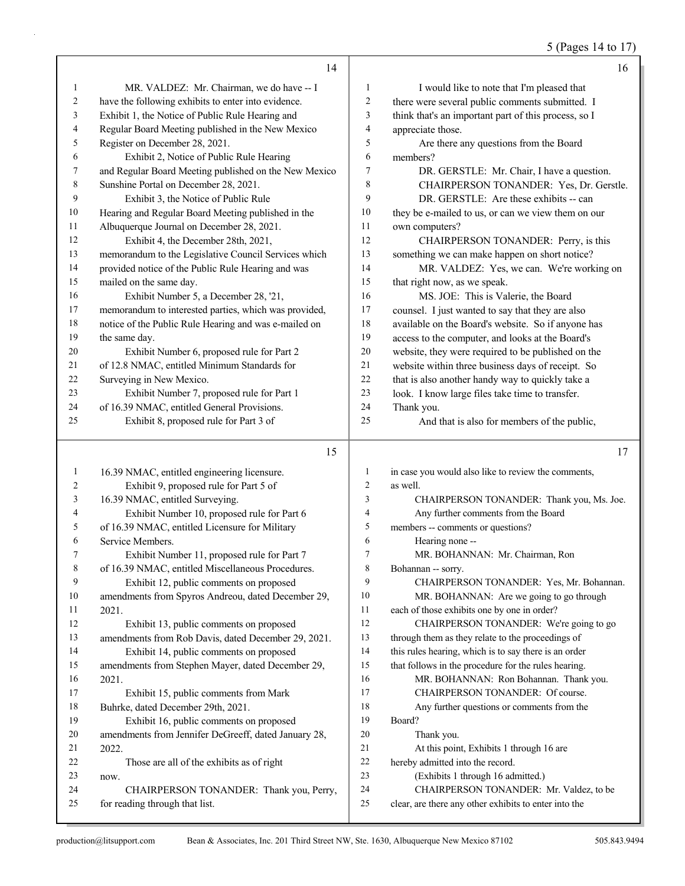MR. VALDEZ: Mr. Chairman, we do have -- I have the following exhibits to enter into evidence. Exhibit 1, the Notice of Public Rule Hearing and Regular Board Meeting published in the New Mexico Register on December 28, 2021.

Exhibit 2, Notice of Public Rule Hearing and Regular Board Meeting published on the New Mexico Sunshine Portal on December 28, 2021.

Exhibit 3, the Notice of Public Rule Hearing and Regular Board Meeting published in the Albuquerque Journal on December 28, 2021.

Exhibit 4, the December 28th, 2021, memorandum to the Legislative Council Services which provided notice of the Public Rule Hearing and was mailed on the same day.

Exhibit Number 5, a December 28, '21, memorandum to interested parties, which was provided, notice of the Public Rule Hearing and was e-mailed on the same day.

Exhibit Number 6, proposed rule for Part 2 of 12.8 NMAC, entitled Minimum Standards for Surveying in New Mexico.

Exhibit Number 7, proposed rule for Part 1 of 16.39 NMAC, entitled General Provisions.

Exhibit 8, proposed rule for Part 3 of 16.39 NMAC, entitled engineering licensure.

Exhibit 9, proposed rule for Part 5 of 16.39 NMAC, entitled Surveying.

Exhibit Number 10, proposed rule for Part 6 of 16.39 NMAC, entitled Licensure for Military Service Members.

Exhibit Number 11, proposed rule for Part 7 of 16.39 NMAC, entitled Miscellaneous Procedures.

Exhibit 12, public comments on proposed amendments from Spyros Andreou, dated December 29, 2021.

Exhibit 13, public comments on proposed amendments from Rob Davis, dated December 29, 2021.

Exhibit 14, public comments on proposed amendments from Stephen Mayer, dated December 29, 2021.

Exhibit 15, public comments from Mark Buhrke, dated December 29th, 2021.

Exhibit 16, public comments on proposed amendments from Jennifer DeGreeff, dated January 28, 2022.

Those are all of the exhibits as of right now.

CHAIRPERSON TONANDER: Thank you, Perry, for reading through that list.

I would like to note that I'm pleased that there were several public comments submitted. I think that's an important part of this process, so I appreciate those.

Are there any questions from the Board members?

DR. GERSTLE: Mr. Chair, I have a question.

CHAIRPERSON TONANDER: Yes, Dr. Gerstle.

DR. GERSTLE: Are these exhibits -- can they be e-mailed to us, or can we view them on our own computers?

CHAIRPERSON TONANDER: Perry, is this something we can make happen on short notice?

MR. VALDEZ: Yes, we can. We're working on that right now, as we speak.

MS. JOE: This is Valerie, the Board counsel. I just wanted to say that they are also available on the Board's website. So if anyone has access to the computer, and looks at the Board's website, they were required to be published on the website within three business days of receipt. So that is also another handy way to quickly take a look. I know large files take time to transfer. Thank you.

And that is also for members of the public, in case you would also like to review the comments, as well.

CHAIRPERSON TONANDER: Thank you, Ms. Joe.

Any further comments from the Board members -- comments or questions?

Hearing none --

MR. BOHANNAN: Mr. Chairman, Ron Bohannan -- sorry.

CHAIRPERSON TONANDER: Yes, Mr. Bohannan.

MR. BOHANNAN: Are we going to go through each of those exhibits one by one in order?

CHAIRPERSON TONANDER: We're going to go through them as they relate to the proceedings of this rules hearing, which is to say there is an order that follows in the procedure for the rules hearing.

MR. BOHANNAN: Ron Bohannan. Thank you.

CHAIRPERSON TONANDER: Of course.

Any further questions or comments from the Board?

Thank you.

At this point, Exhibits 1 through 16 are hereby admitted into the record.

(Exhibits 1 through 16 admitted.)

CHAIRPERSON TONANDER: Mr. Valdez, to be clear, are there any other exhibits to enter into the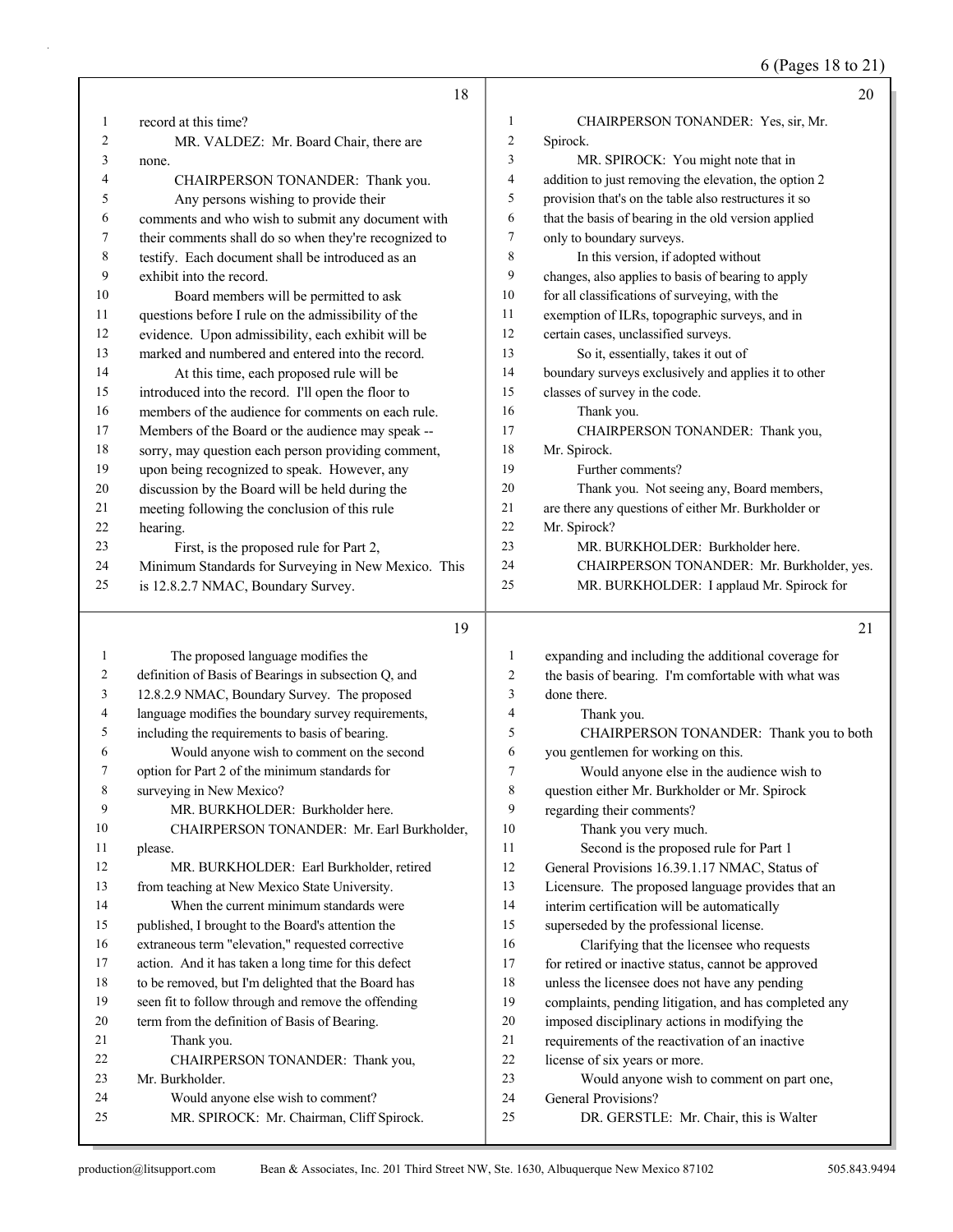record at this time?

MR. VALDEZ: Mr. Board Chair, there are none.

CHAIRPERSON TONANDER: Thank you.

Any persons wishing to provide their comments and who wish to submit any document with their comments shall do so when they're recognized to testify. Each document shall be introduced as an exhibit into the record.

Board members will be permitted to ask questions before I rule on the admissibility of the evidence. Upon admissibility, each exhibit will be marked and numbered and entered into the record.

At this time, each proposed rule will be introduced into the record. I'll open the floor to members of the audience for comments on each rule. Members of the Board or the audience may speak -- sorry, may question each person providing comment, upon being recognized to speak. However, any discussion by the Board will be held during the meeting following the conclusion of this rule hearing.

First, is the proposed rule for Part 2, Minimum Standards for Surveying in New Mexico. This is 12.8.2.7 NMAC, Boundary Survey.

The proposed language modifies the definition of Basis of Bearings in subsection Q, and 12.8.2.9 NMAC, Boundary Survey. The proposed language modifies the boundary survey requirements, including the requirements to basis of bearing.

Would anyone wish to comment on the second option for Part 2 of the minimum standards for surveying in New Mexico?

MR. BURKHOLDER: Burkholder here.

CHAIRPERSON TONANDER: Mr. Earl Burkholder, please.

MR. BURKHOLDER: Earl Burkholder, retired from teaching at New Mexico State University.

When the current minimum standards were published, I brought to the Board's attention the extraneous term "elevation," requested corrective action. And it has taken a long time for this defect to be removed, but I'm delighted that the Board has seen fit to follow through and remove the offending term from the definition of Basis of Bearing.

Thank you.

CHAIRPERSON TONANDER: Thank you, Mr. Burkholder.

Would anyone else wish to comment?

MR. SPIROCK: Mr. Chairman, Cliff Spirock.

CHAIRPERSON TONANDER: Yes, sir, Mr. Spirock.

MR. SPIROCK: You might note that in addition to just removing the elevation, the option 2 provision that's on the table also restructures it so that the basis of bearing in the old version applied only to boundary surveys.

In this version, if adopted without changes, also applies to basis of bearing to apply for all classifications of surveying, with the exemption of ILRs, topographic surveys, and in certain cases, unclassified surveys.

So it, essentially, takes it out of boundary surveys exclusively and applies it to other classes of survey in the code.

Thank you.

CHAIRPERSON TONANDER: Thank you, Mr. Spirock.

Further comments?

Thank you. Not seeing any, Board members, are there any questions of either Mr. Burkholder or Mr. Spirock?

MR. BURKHOLDER: Burkholder here.

CHAIRPERSON TONANDER: Mr. Burkholder, yes.

MR. BURKHOLDER: I applaud Mr. Spirock for expanding and including the additional coverage for the basis of bearing. I'm comfortable with what was done there.

Thank you.

CHAIRPERSON TONANDER: Thank you to both you gentlemen for working on this.

Would anyone else in the audience wish to question either Mr. Burkholder or Mr. Spirock regarding their comments?

Thank you very much.

Second is the proposed rule for Part 1 General Provisions 16.39.1.17 NMAC, Status of Licensure. The proposed language provides that an interim certification will be automatically superseded by the professional license.

Clarifying that the licensee who requests for retired or inactive status, cannot be approved unless the licensee does not have any pending complaints, pending litigation, and has completed any imposed disciplinary actions in modifying the requirements of the reactivation of an inactive license of six years or more.

Would anyone wish to comment on part one, General Provisions?

DR. GERSTLE: Mr. Chair, this is Walter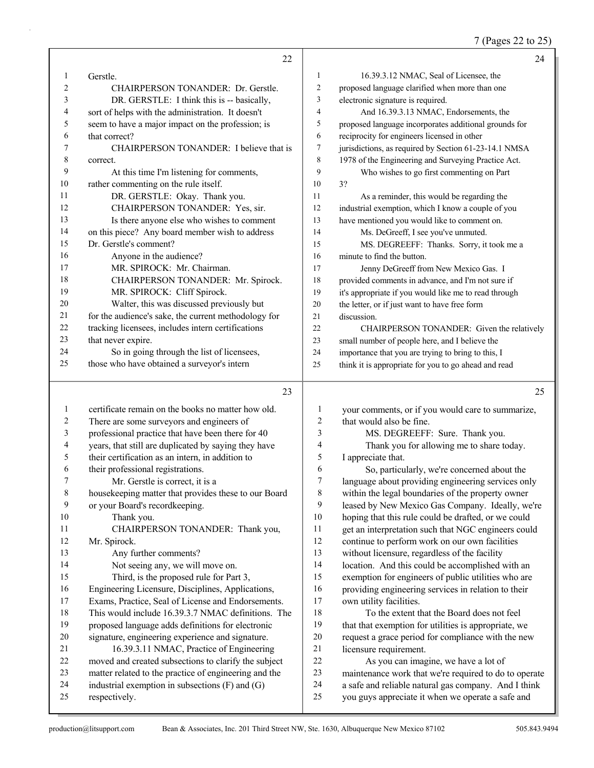Gerstle.

CHAIRPERSON TONANDER: Dr. Gerstle.

DR. GERSTLE: I think this is -- basically, sort of helps with the administration. It doesn't seem to have a major impact on the profession; is that correct?

CHAIRPERSON TONANDER: I believe that is correct.

At this time I'm listening for comments, rather commenting on the rule itself.

DR. GERSTLE: Okay. Thank you.

CHAIRPERSON TONANDER: Yes, sir.

Is there anyone else who wishes to comment on this piece? Any board member wish to address Dr. Gerstle's comment?

Anyone in the audience?

MR. SPIROCK: Mr. Chairman.

CHAIRPERSON TONANDER: Mr. Spirock.

MR. SPIROCK: Cliff Spirock.

Walter, this was discussed previously but for the audience's sake, the current methodology for tracking licensees, includes intern certifications that never expire.

So in going through the list of licensees, those who have obtained a surveyor's intern certificate remain on the books no matter how old. There are some surveyors and engineers of professional practice that have been there for 40 years, that still are duplicated by saying they have their certification as an intern, in addition to their professional registrations.

Mr. Gerstle is correct, it is a housekeeping matter that provides these to our Board or your Board's recordkeeping.

Thank you.

CHAIRPERSON TONANDER: Thank you, Mr. Spirock.

Any further comments?

Not seeing any, we will move on.

Third, is the proposed rule for Part 3, Engineering Licensure, Disciplines, Applications, Exams, Practice, Seal of License and Endorsements. This would include 16.39.3.7 NMAC definitions. The proposed language adds definitions for electronic signature, engineering experience and signature.

16.39.3.11 NMAC, Practice of Engineering moved and created subsections to clarify the subject matter related to the practice of engineering and the industrial exemption in subsections (F) and (G) respectively.

16.39.3.12 NMAC, Seal of Licensee, the proposed language clarified when more than one electronic signature is required.

And 16.39.3.13 NMAC, Endorsements, the proposed language incorporates additional grounds for reciprocity for engineers licensed in other jurisdictions, as required by Section 61-23-14.1 NMSA 1978 of the Engineering and Surveying Practice Act.

Who wishes to go first commenting on Part 3?

As a reminder, this would be regarding the industrial exemption, which I know a couple of you have mentioned you would like to comment on.

Ms. DeGreeff, I see you've unmuted.

MS. DEGREEFF: Thanks. Sorry, it took me a minute to find the button.

Jenny DeGreeff from New Mexico Gas. I provided comments in advance, and I'm not sure if it's appropriate if you would like me to read through the letter, or if just want to have free form discussion.

CHAIRPERSON TONANDER: Given the relatively small number of people here, and I believe the importance that you are trying to bring to this, I think it is appropriate for you to go ahead and read your comments, or if you would care to summarize, that would also be fine.

MS. DEGREEFF: Sure. Thank you.

Thank you for allowing me to share today. I appreciate that.

So, particularly, we're concerned about the language about providing engineering services only within the legal boundaries of the property owner leased by New Mexico Gas Company. Ideally, we're hoping that this rule could be drafted, or we could get an interpretation such that NGC engineers could continue to perform work on our own facilities without licensure, regardless of the facility location. And this could be accomplished with an exemption for engineers of public utilities who are providing engineering services in relation to their own utility facilities.

To the extent that the Board does not feel that that exemption for utilities is appropriate, we request a grace period for compliance with the new licensure requirement.

As you can imagine, we have a lot of maintenance work that we're required to do to operate a safe and reliable natural gas company. And I think you guys appreciate it when we operate a safe and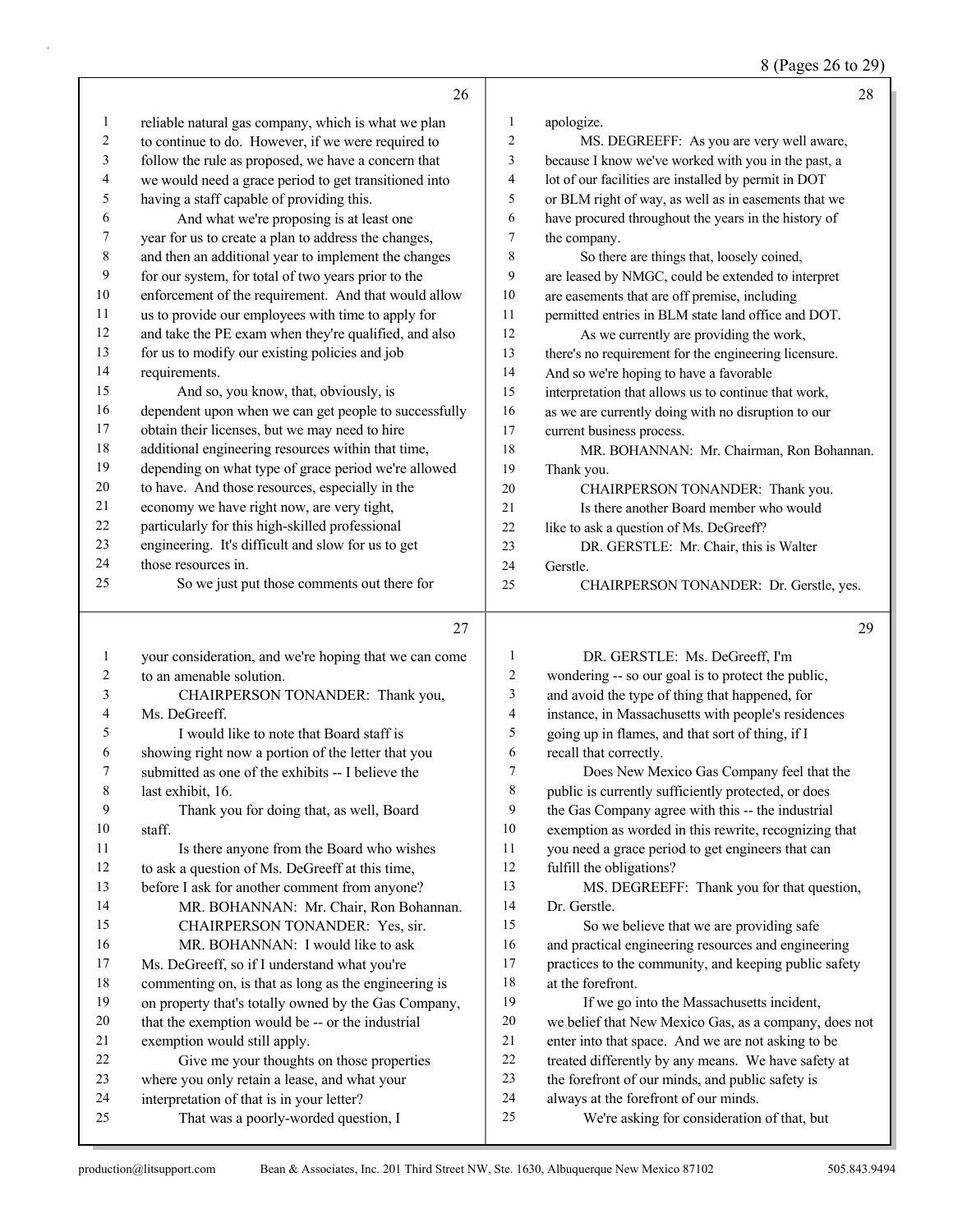reliable natural gas company, which is what we plan to continue to do. However, if we were required to follow the rule as proposed, we have a concern that we would need a grace period to get transitioned into having a staff capable of providing this.

And what we're proposing is at least one year for us to create a plan to address the changes, and then an additional year to implement the changes for our system, for total of two years prior to the enforcement of the requirement. And that would allow us to provide our employees with time to apply for and take the PE exam when they're qualified, and also for us to modify our existing policies and job requirements.

And so, you know, that, obviously, is dependent upon when we can get people to successfully obtain their licenses, but we may need to hire additional engineering resources within that time, depending on what type of grace period we're allowed to have. And those resources, especially in the economy we have right now, are very tight, particularly for this high-skilled professional engineering. It's difficult and slow for us to get those resources in.

So we just put those comments out there for your consideration, and we're hoping that we can come to an amenable solution.

CHAIRPERSON TONANDER: Thank you, Ms. DeGreeff.

I would like to note that Board staff is showing right now a portion of the letter that you submitted as one of the exhibits -- I believe the last exhibit, 16.

Thank you for doing that, as well, Board staff.

Is there anyone from the Board who wishes to ask a question of Ms. DeGreeff at this time, before I ask for another comment from anyone?

MR. BOHANNAN: Mr. Chair, Ron Bohannan.

CHAIRPERSON TONANDER: Yes, sir.

MR. BOHANNAN: I would like to ask Ms. DeGreeff, so if I understand what you're commenting on, is that as long as the engineering is on property that's totally owned by the Gas Company, that the exemption would be -- or the industrial exemption would still apply.

Give me your thoughts on those properties where you only retain a lease, and what your interpretation of that is in your letter?

That was a poorly-worded question, I apologize.

MS. DEGREEFF: As you are very well aware, because I know we've worked with you in the past, a lot of our facilities are installed by permit in DOT or BLM right of way, as well as in easements that we have procured throughout the years in the history of the company.

So there are things that, loosely coined, are leased by NMGC, could be extended to interpret are easements that are off premise, including permitted entries in BLM state land office and DOT.

As we currently are providing the work, there's no requirement for the engineering licensure. And so we're hoping to have a favorable interpretation that allows us to continue that work, as we are currently doing with no disruption to our current business process.

MR. BOHANNAN: Mr. Chairman, Ron Bohannan. Thank you.

CHAIRPERSON TONANDER: Thank you.

Is there another Board member who would like to ask a question of Ms. DeGreeff?

DR. GERSTLE: Mr. Chair, this is Walter Gerstle.

CHAIRPERSON TONANDER: Dr. Gerstle, yes.

DR. GERSTLE: Ms. DeGreeff, I'm wondering -- so our goal is to protect the public, and avoid the type of thing that happened, for instance, in Massachusetts with people's residences going up in flames, and that sort of thing, if I recall that correctly.

Does New Mexico Gas Company feel that the public is currently sufficiently protected, or does the Gas Company agree with this -- the industrial exemption as worded in this rewrite, recognizing that you need a grace period to get engineers that can fulfill the obligations?

MS. DEGREEFF: Thank you for that question, Dr. Gerstle.

So we believe that we are providing safe and practical engineering resources and engineering practices to the community, and keeping public safety at the forefront.

If we go into the Massachusetts incident, we belief that New Mexico Gas, as a company, does not enter into that space. And we are not asking to be treated differently by any means. We have safety at the forefront of our minds, and public safety is always at the forefront of our minds.

We're asking for consideration of that, but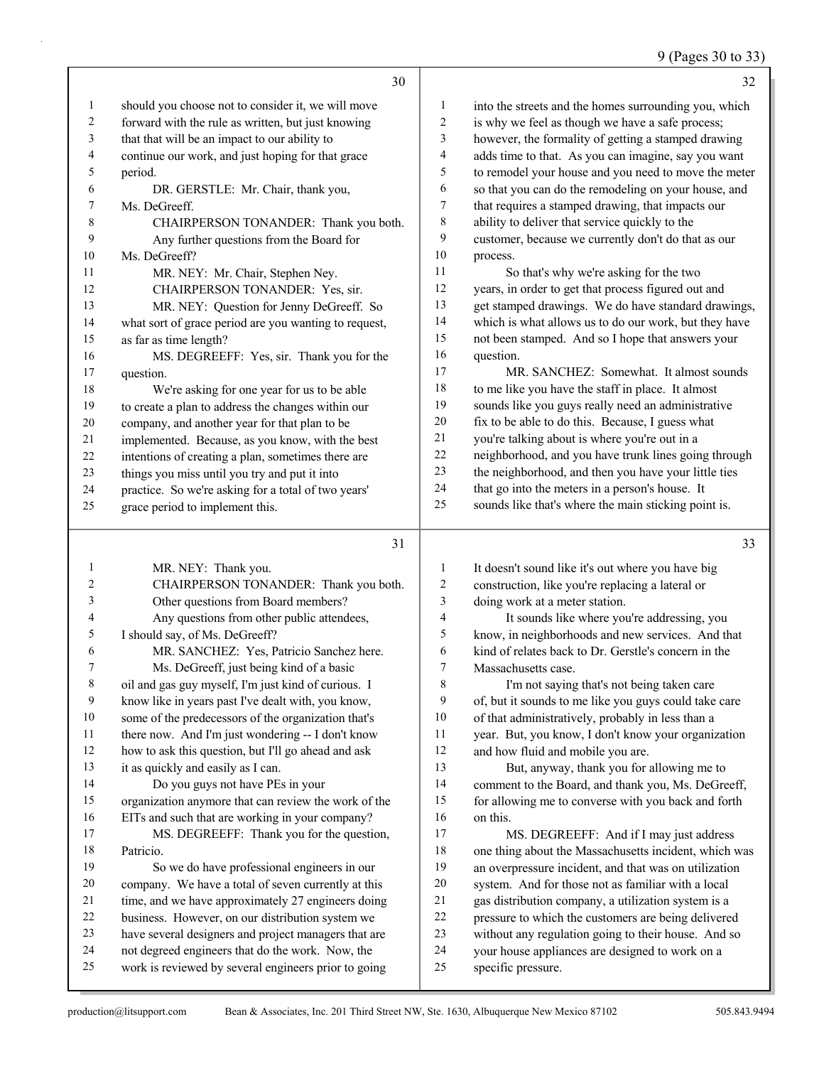should you choose not to consider it, we will move forward with the rule as written, but just knowing that that will be an impact to our ability to continue our work, and just hoping for that grace period.

DR. GERSTLE: Mr. Chair, thank you, Ms. DeGreeff.

CHAIRPERSON TONANDER: Thank you both. Any further questions from the Board for Ms. DeGreeff?

MR. NEY: Mr. Chair, Stephen Ney.

CHAIRPERSON TONANDER: Yes, sir.

MR. NEY: Question for Jenny DeGreeff. So what sort of grace period are you wanting to request, as far as time length?

MS. DEGREEFF: Yes, sir. Thank you for the question.

We're asking for one year for us to be able to create a plan to address the changes within our company, and another year for that plan to be implemented. Because, as you know, with the best intentions of creating a plan, sometimes there are things you miss until you try and put it into practice. So we're asking for a total of two years' grace period to implement this.

MR. NEY: Thank you.

CHAIRPERSON TONANDER: Thank you both. Other questions from Board members?

Any questions from other public attendees, I should say, of Ms. DeGreeff?

MR. SANCHEZ: Yes, Patricio Sanchez here.

Ms. DeGreeff, just being kind of a basic oil and gas guy myself, I'm just kind of curious. I know like in years past I've dealt with, you know, some of the predecessors of the organization that's there now. And I'm just wondering -- I don't know how to ask this question, but I'll go ahead and ask it as quickly and easily as I can.

Do you guys not have PEs in your organization anymore that can review the work of the EITs and such that are working in your company?

MS. DEGREEFF: Thank you for the question, Patricio.

So we do have professional engineers in our company. We have a total of seven currently at this time, and we have approximately 27 engineers doing business. However, on our distribution system we have several designers and project managers that are not degreed engineers that do the work. Now, the work is reviewed by several engineers prior to going into the streets and the homes surrounding you, which is why we feel as though we have a safe process; however, the formality of getting a stamped drawing adds time to that. As you can imagine, say you want to remodel your house and you need to move the meter so that you can do the remodeling on your house, and that requires a stamped drawing, that impacts our ability to deliver that service quickly to the customer, because we currently don't do that as our process.

So that's why we're asking for the two years, in order to get that process figured out and get stamped drawings. We do have standard drawings, which is what allows us to do our work, but they have not been stamped. And so I hope that answers your question.

MR. SANCHEZ: Somewhat. It almost sounds to me like you have the staff in place. It almost sounds like you guys really need an administrative fix to be able to do this. Because, I guess what you're talking about is where you're out in a neighborhood, and you have trunk lines going through the neighborhood, and then you have your little ties that go into the meters in a person's house. It sounds like that's where the main sticking point is. It doesn't sound like it's out where you have big construction, like you're replacing a lateral or doing work at a meter station.

It sounds like where you're addressing, you know, in neighborhoods and new services. And that kind of relates back to Dr. Gerstle's concern in the Massachusetts case.

I'm not saying that's not being taken care of, but it sounds to me like you guys could take care of that administratively, probably in less than a year. But, you know, I don't know your organization and how fluid and mobile you are.

But, anyway, thank you for allowing me to comment to the Board, and thank you, Ms. DeGreeff, for allowing me to converse with you back and forth on this.

MS. DEGREEFF: And if I may just address one thing about the Massachusetts incident, which was an overpressure incident, and that was on utilization system. And for those not as familiar with a local gas distribution company, a utilization system is a pressure to which the customers are being delivered without any regulation going to their house. And so your house appliances are designed to work on a specific pressure.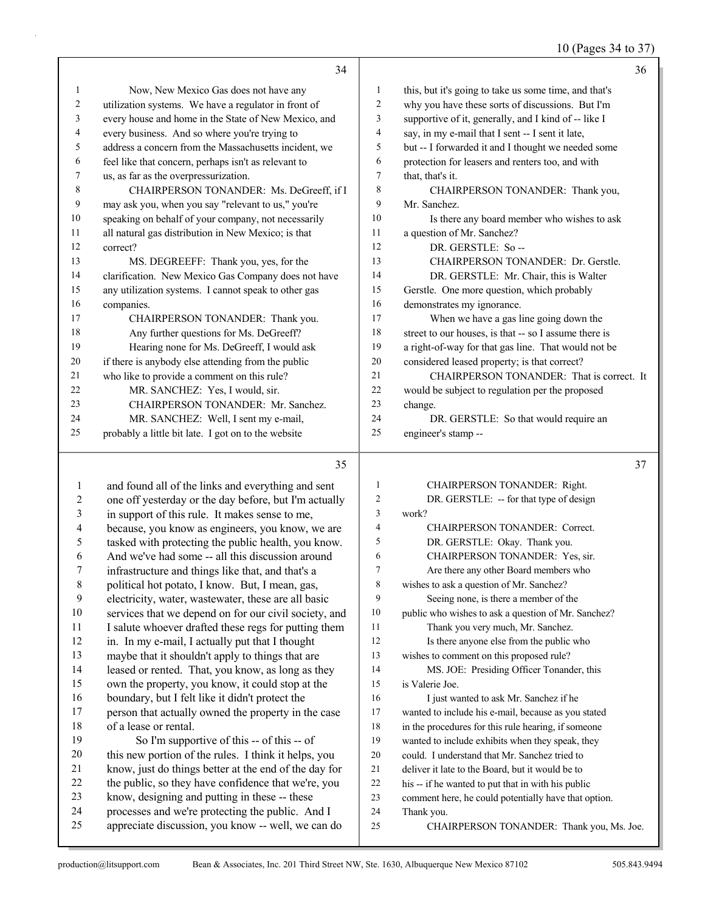**Page 34**

1 Now, New Mexico Gas does not have any
2 utilization systems. We have a regulator in front of
3 every house and home in the State of New Mexico, and
4 every business. And so where you're trying to
5 address a concern from the Massachusetts incident, we
6 feel like that concern, perhaps isn't as relevant to
7 us, as far as the overpressurization.
8 CHAIRPERSON TONANDER: Ms. DeGreeff, if I
9 may ask you, when you say "relevant to us," you're
10 speaking on behalf of your company, not necessarily
11 all natural gas distribution in New Mexico; is that
12 correct?
13 MS. DEGREEFF: Thank you, yes, for the
14 clarification. New Mexico Gas Company does not have
15 any utilization systems. I cannot speak to other gas
16 companies.
17 CHAIRPERSON TONANDER: Thank you.
18 Any further questions for Ms. DeGreeff?
19 Hearing none for Ms. DeGreeff, I would ask
20 if there is anybody else attending from the public
21 who like to provide a comment on this rule?
22 MR. SANCHEZ: Yes, I would, sir.
23 CHAIRPERSON TONANDER: Mr. Sanchez.
24 MR. SANCHEZ: Well, I sent my e-mail,
25 probably a little bit late. I got on to the website

**Page 35**

1 and found all of the links and everything and sent
2 one off yesterday or the day before, but I'm actually
3 in support of this rule. It makes sense to me,
4 because, you know as engineers, you know, we are
5 tasked with protecting the public health, you know.
6 And we've had some -- all this discussion around
7 infrastructure and things like that, and that's a
8 political hot potato, I know. But, I mean, gas,
9 electricity, water, wastewater, these are all basic
10 services that we depend on for our civil society, and
11 I salute whoever drafted these regs for putting them
12 in. In my e-mail, I actually put that I thought
13 maybe that it shouldn't apply to things that are
14 leased or rented. That, you know, as long as they
15 own the property, you know, it could stop at the
16 boundary, but I felt like it didn't protect the
17 person that actually owned the property in the case
18 of a lease or rental.
19 So I'm supportive of this -- of this -- of
20 this new portion of the rules. I think it helps, you
21 know, just do things better at the end of the day for
22 the public, so they have confidence that we're, you
23 know, designing and putting in these -- these
24 processes and we're protecting the public. And I
25 appreciate discussion, you know -- well, we can do

**Page 36**

1 this, but it's going to take us some time, and that's
2 why you have these sorts of discussions. But I'm
3 supportive of it, generally, and I kind of -- like I
4 say, in my e-mail that I sent -- I sent it late,
5 but -- I forwarded it and I thought we needed some
6 protection for leasers and renters too, and with
7 that, that's it.
8 CHAIRPERSON TONANDER: Thank you,
9 Mr. Sanchez.
10 Is there any board member who wishes to ask
11 a question of Mr. Sanchez?
12 DR. GERSTLE: So --
13 CHAIRPERSON TONANDER: Dr. Gerstle.
14 DR. GERSTLE: Mr. Chair, this is Walter
15 Gerstle. One more question, which probably
16 demonstrates my ignorance.
17 When we have a gas line going down the
18 street to our houses, is that -- so I assume there is
19 a right-of-way for that gas line. That would not be
20 considered leased property; is that correct?
21 CHAIRPERSON TONANDER: That is correct. It
22 would be subject to regulation per the proposed
23 change.
24 DR. GERSTLE: So that would require an
25 engineer's stamp --

**Page 37**

1 CHAIRPERSON TONANDER: Right.
2 DR. GERSTLE: -- for that type of design
3 work?
4 CHAIRPERSON TONANDER: Correct.
5 DR. GERSTLE: Okay. Thank you.
6 CHAIRPERSON TONANDER: Yes, sir.
7 Are there any other Board members who
8 wishes to ask a question of Mr. Sanchez?
9 Seeing none, is there a member of the
10 public who wishes to ask a question of Mr. Sanchez?
11 Thank you very much, Mr. Sanchez.
12 Is there anyone else from the public who
13 wishes to comment on this proposed rule?
14 MS. JOE: Presiding Officer Tonander, this
15 is Valerie Joe.
16 I just wanted to ask Mr. Sanchez if he
17 wanted to include his e-mail, because as you stated
18 in the procedures for this rule hearing, if someone
19 wanted to include exhibits when they speak, they
20 could. I understand that Mr. Sanchez tried to
21 deliver it late to the Board, but it would be to
22 his -- if he wanted to put that in with his public
23 comment here, he could potentially have that option.
24 Thank you.
25 CHAIRPERSON TONANDER: Thank you, Ms. Joe.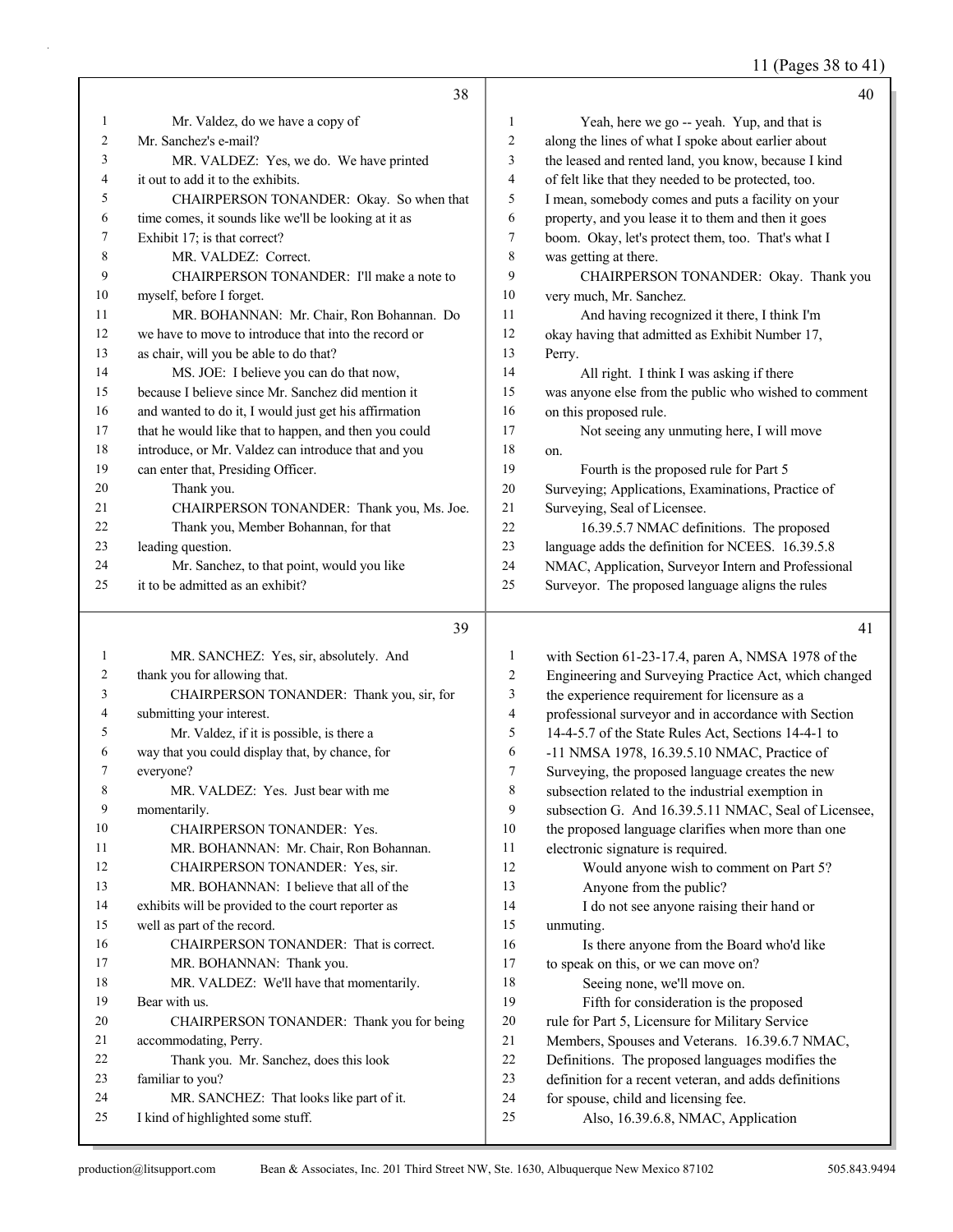Mr. Valdez, do we have a copy of Mr. Sanchez's e-mail?

MR. VALDEZ: Yes, we do. We have printed it out to add it to the exhibits.

CHAIRPERSON TONANDER: Okay. So when that time comes, it sounds like we'll be looking at it as Exhibit 17; is that correct?

MR. VALDEZ: Correct.

CHAIRPERSON TONANDER: I'll make a note to myself, before I forget.

MR. BOHANNAN: Mr. Chair, Ron Bohannan. Do we have to move to introduce that into the record or as chair, will you be able to do that?

MS. JOE: I believe you can do that now, because I believe since Mr. Sanchez did mention it and wanted to do it, I would just get his affirmation that he would like that to happen, and then you could introduce, or Mr. Valdez can introduce that and you can enter that, Presiding Officer.

Thank you.

CHAIRPERSON TONANDER: Thank you, Ms. Joe.

Thank you, Member Bohannan, for that leading question.

Mr. Sanchez, to that point, would you like it to be admitted as an exhibit?

MR. SANCHEZ: Yes, sir, absolutely. And thank you for allowing that.

CHAIRPERSON TONANDER: Thank you, sir, for submitting your interest.

Mr. Valdez, if it is possible, is there a way that you could display that, by chance, for everyone?

MR. VALDEZ: Yes. Just bear with me momentarily.

CHAIRPERSON TONANDER: Yes.

MR. BOHANNAN: Mr. Chair, Ron Bohannan.

CHAIRPERSON TONANDER: Yes, sir.

MR. BOHANNAN: I believe that all of the exhibits will be provided to the court reporter as well as part of the record.

CHAIRPERSON TONANDER: That is correct.

MR. BOHANNAN: Thank you.

MR. VALDEZ: We'll have that momentarily. Bear with us.

CHAIRPERSON TONANDER: Thank you for being accommodating, Perry.

Thank you. Mr. Sanchez, does this look familiar to you?

MR. SANCHEZ: That looks like part of it. I kind of highlighted some stuff.

Yeah, here we go -- yeah. Yup, and that is along the lines of what I spoke about earlier about the leased and rented land, you know, because I kind of felt like that they needed to be protected, too. I mean, somebody comes and puts a facility on your property, and you lease it to them and then it goes boom. Okay, let's protect them, too. That's what I was getting at there.

CHAIRPERSON TONANDER: Okay. Thank you very much, Mr. Sanchez.

And having recognized it there, I think I'm okay having that admitted as Exhibit Number 17, Perry.

All right. I think I was asking if there was anyone else from the public who wished to comment on this proposed rule.

Not seeing any unmuting here, I will move on.

Fourth is the proposed rule for Part 5 Surveying; Applications, Examinations, Practice of Surveying, Seal of Licensee.

16.39.5.7 NMAC definitions. The proposed language adds the definition for NCEES. 16.39.5.8 NMAC, Application, Surveyor Intern and Professional Surveyor. The proposed language aligns the rules with Section 61-23-17.4, paren A, NMSA 1978 of the Engineering and Surveying Practice Act, which changed the experience requirement for licensure as a professional surveyor and in accordance with Section 14-4-5.7 of the State Rules Act, Sections 14-4-1 to -11 NMSA 1978, 16.39.5.10 NMAC, Practice of Surveying, the proposed language creates the new subsection related to the industrial exemption in subsection G. And 16.39.5.11 NMAC, Seal of Licensee, the proposed language clarifies when more than one electronic signature is required.

Would anyone wish to comment on Part 5?

Anyone from the public?

I do not see anyone raising their hand or unmuting.

Is there anyone from the Board who'd like to speak on this, or we can move on?

Seeing none, we'll move on.

Fifth for consideration is the proposed rule for Part 5, Licensure for Military Service Members, Spouses and Veterans. 16.39.6.7 NMAC, Definitions. The proposed languages modifies the definition for a recent veteran, and adds definitions for spouse, child and licensing fee.

Also, 16.39.6.8, NMAC, Application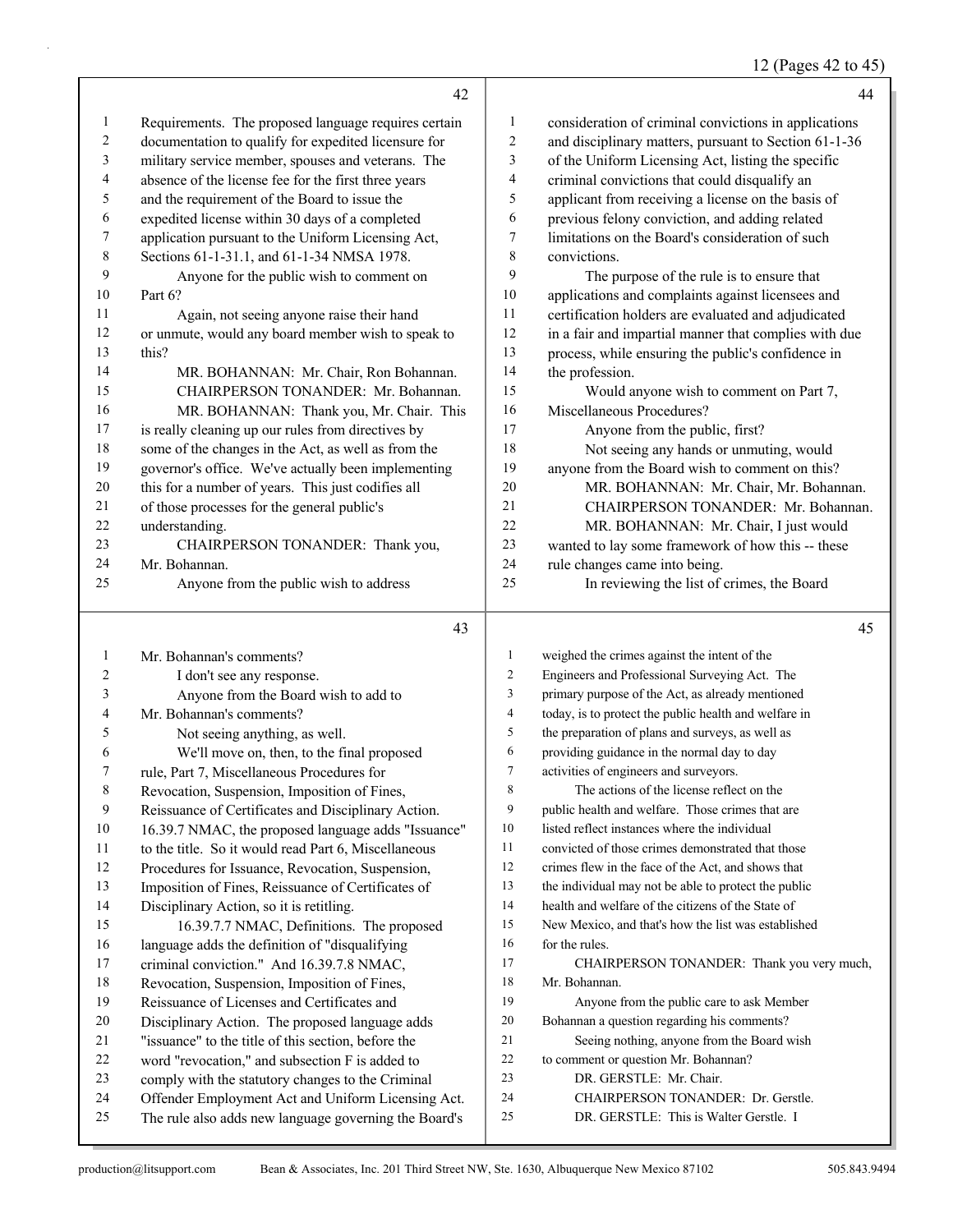Requirements. The proposed language requires certain documentation to qualify for expedited licensure for military service member, spouses and veterans. The absence of the license fee for the first three years and the requirement of the Board to issue the expedited license within 30 days of a completed application pursuant to the Uniform Licensing Act, Sections 61-1-31.1, and 61-1-34 NMSA 1978.

Anyone for the public wish to comment on Part 6?

Again, not seeing anyone raise their hand or unmute, would any board member wish to speak to this?

MR. BOHANNAN: Mr. Chair, Ron Bohannan.

CHAIRPERSON TONANDER: Mr. Bohannan.

MR. BOHANNAN: Thank you, Mr. Chair. This is really cleaning up our rules from directives by some of the changes in the Act, as well as from the governor's office. We've actually been implementing this for a number of years. This just codifies all of those processes for the general public's understanding.

CHAIRPERSON TONANDER: Thank you, Mr. Bohannan.

Anyone from the public wish to address Mr. Bohannan's comments?

I don't see any response.

Anyone from the Board wish to add to Mr. Bohannan's comments?

Not seeing anything, as well.

We'll move on, then, to the final proposed rule, Part 7, Miscellaneous Procedures for Revocation, Suspension, Imposition of Fines, Reissuance of Certificates and Disciplinary Action. 16.39.7 NMAC, the proposed language adds "Issuance" to the title. So it would read Part 6, Miscellaneous Procedures for Issuance, Revocation, Suspension, Imposition of Fines, Reissuance of Certificates of Disciplinary Action, so it is retitling.

16.39.7.7 NMAC, Definitions. The proposed language adds the definition of "disqualifying criminal conviction." And 16.39.7.8 NMAC, Revocation, Suspension, Imposition of Fines, Reissuance of Licenses and Certificates and Disciplinary Action. The proposed language adds "issuance" to the title of this section, before the word "revocation," and subsection F is added to comply with the statutory changes to the Criminal Offender Employment Act and Uniform Licensing Act. The rule also adds new language governing the Board's consideration of criminal convictions in applications and disciplinary matters, pursuant to Section 61-1-36 of the Uniform Licensing Act, listing the specific criminal convictions that could disqualify an applicant from receiving a license on the basis of previous felony conviction, and adding related limitations on the Board's consideration of such convictions.

The purpose of the rule is to ensure that applications and complaints against licensees and certification holders are evaluated and adjudicated in a fair and impartial manner that complies with due process, while ensuring the public's confidence in the profession.

Would anyone wish to comment on Part 7, Miscellaneous Procedures?

Anyone from the public, first?

Not seeing any hands or unmuting, would anyone from the Board wish to comment on this?

MR. BOHANNAN: Mr. Chair, Mr. Bohannan.

CHAIRPERSON TONANDER: Mr. Bohannan.

MR. BOHANNAN: Mr. Chair, I just would wanted to lay some framework of how this -- these rule changes came into being.

In reviewing the list of crimes, the Board weighed the crimes against the intent of the Engineers and Professional Surveying Act. The primary purpose of the Act, as already mentioned today, is to protect the public health and welfare in the preparation of plans and surveys, as well as providing guidance in the normal day to day activities of engineers and surveyors.

The actions of the license reflect on the public health and welfare. Those crimes that are listed reflect instances where the individual convicted of those crimes demonstrated that those crimes flew in the face of the Act, and shows that the individual may not be able to protect the public health and welfare of the citizens of the State of New Mexico, and that's how the list was established for the rules.

CHAIRPERSON TONANDER: Thank you very much, Mr. Bohannan.

Anyone from the public care to ask Member Bohannan a question regarding his comments?

Seeing nothing, anyone from the Board wish to comment or question Mr. Bohannan?

DR. GERSTLE: Mr. Chair.

CHAIRPERSON TONANDER: Dr. Gerstle.

DR. GERSTLE: This is Walter Gerstle. I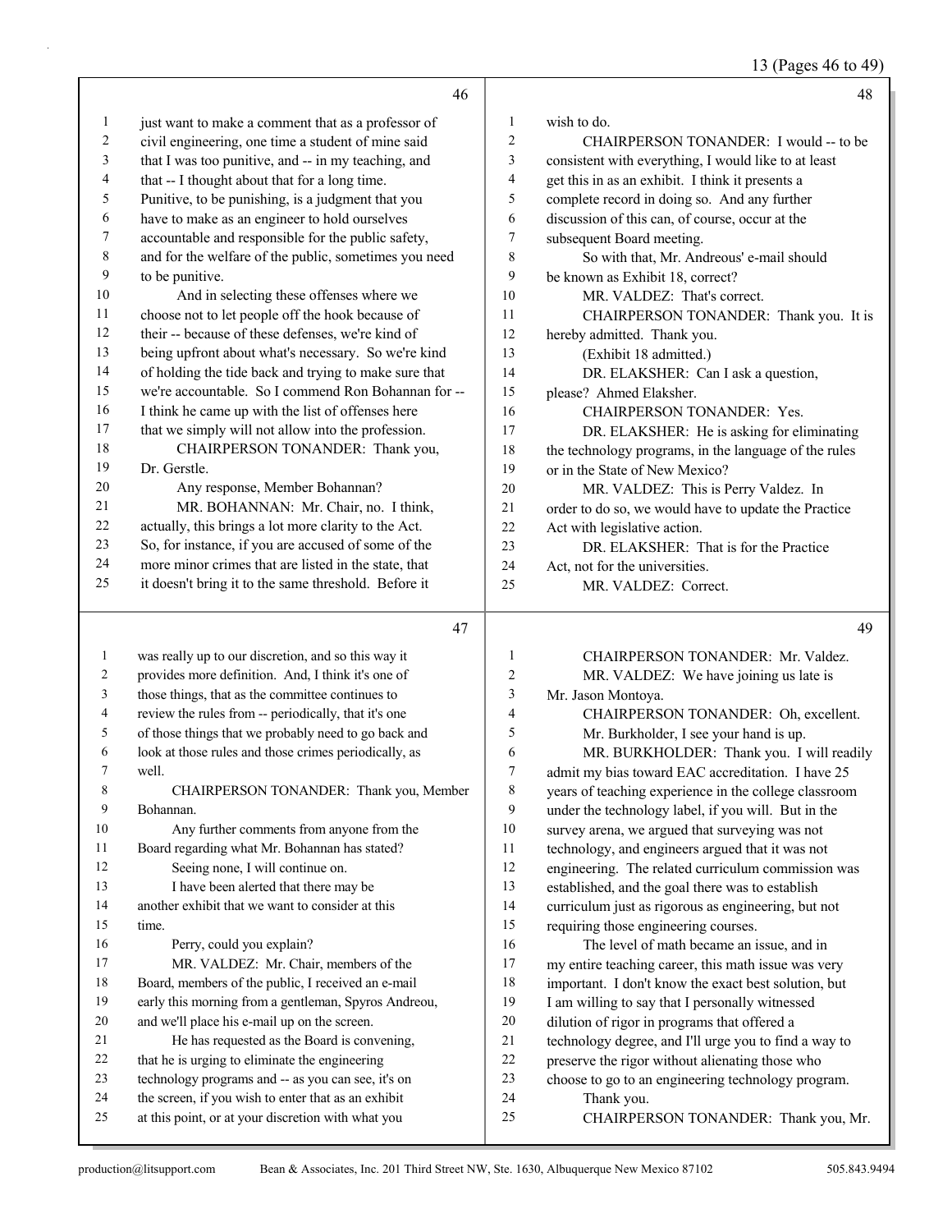## 46

1 just want to make a comment that as a professor of
2 civil engineering, one time a student of mine said
3 that I was too punitive, and -- in my teaching, and
4 that -- I thought about that for a long time.
5 Punitive, to be punishing, is a judgment that you
6 have to make as an engineer to hold ourselves
7 accountable and responsible for the public safety,
8 and for the welfare of the public, sometimes you need
9 to be punitive.
10 And in selecting these offenses where we
11 choose not to let people off the hook because of
12 their -- because of these defenses, we're kind of
13 being upfront about what's necessary. So we're kind
14 of holding the tide back and trying to make sure that
15 we're accountable. So I commend Ron Bohannan for --
16 I think he came up with the list of offenses here
17 that we simply will not allow into the profession.
18 CHAIRPERSON TONANDER: Thank you,
19 Dr. Gerstle.
20 Any response, Member Bohannan?
21 MR. BOHANNAN: Mr. Chair, no. I think,
22 actually, this brings a lot more clarity to the Act.
23 So, for instance, if you are accused of some of the
24 more minor crimes that are listed in the state, that
25 it doesn't bring it to the same threshold. Before it

## 47

1 was really up to our discretion, and so this way it
2 provides more definition. And, I think it's one of
3 those things, that as the committee continues to
4 review the rules from -- periodically, that it's one
5 of those things that we probably need to go back and
6 look at those rules and those crimes periodically, as
7 well.
8 CHAIRPERSON TONANDER: Thank you, Member
9 Bohannan.
10 Any further comments from anyone from the
11 Board regarding what Mr. Bohannan has stated?
12 Seeing none, I will continue on.
13 I have been alerted that there may be
14 another exhibit that we want to consider at this
15 time.
16 Perry, could you explain?
17 MR. VALDEZ: Mr. Chair, members of the
18 Board, members of the public, I received an e-mail
19 early this morning from a gentleman, Spyros Andreou,
20 and we'll place his e-mail up on the screen.
21 He has requested as the Board is convening,
22 that he is urging to eliminate the engineering
23 technology programs and -- as you can see, it's on
24 the screen, if you wish to enter that as an exhibit
25 at this point, or at your discretion with what you

## 48

1 wish to do.
2 CHAIRPERSON TONANDER: I would -- to be
3 consistent with everything, I would like to at least
4 get this in as an exhibit. I think it presents a
5 complete record in doing so. And any further
6 discussion of this can, of course, occur at the
7 subsequent Board meeting.
8 So with that, Mr. Andreous' e-mail should
9 be known as Exhibit 18, correct?
10 MR. VALDEZ: That's correct.
11 CHAIRPERSON TONANDER: Thank you. It is
12 hereby admitted. Thank you.
13 (Exhibit 18 admitted.)
14 DR. ELAKSHER: Can I ask a question,
15 please? Ahmed Elaksher.
16 CHAIRPERSON TONANDER: Yes.
17 DR. ELAKSHER: He is asking for eliminating
18 the technology programs, in the language of the rules
19 or in the State of New Mexico?
20 MR. VALDEZ: This is Perry Valdez. In
21 order to do so, we would have to update the Practice
22 Act with legislative action.
23 DR. ELAKSHER: That is for the Practice
24 Act, not for the universities.
25 MR. VALDEZ: Correct.

## 49

1 CHAIRPERSON TONANDER: Mr. Valdez.
2 MR. VALDEZ: We have joining us late is
3 Mr. Jason Montoya.
4 CHAIRPERSON TONANDER: Oh, excellent.
5 Mr. Burkholder, I see your hand is up.
6 MR. BURKHOLDER: Thank you. I will readily
7 admit my bias toward EAC accreditation. I have 25
8 years of teaching experience in the college classroom
9 under the technology label, if you will. But in the
10 survey arena, we argued that surveying was not
11 technology, and engineers argued that it was not
12 engineering. The related curriculum commission was
13 established, and the goal there was to establish
14 curriculum just as rigorous as engineering, but not
15 requiring those engineering courses.
16 The level of math became an issue, and in
17 my entire teaching career, this math issue was very
18 important. I don't know the exact best solution, but
19 I am willing to say that I personally witnessed
20 dilution of rigor in programs that offered a
21 technology degree, and I'll urge you to find a way to
22 preserve the rigor without alienating those who
23 choose to go to an engineering technology program.
24 Thank you.
25 CHAIRPERSON TONANDER: Thank you, Mr.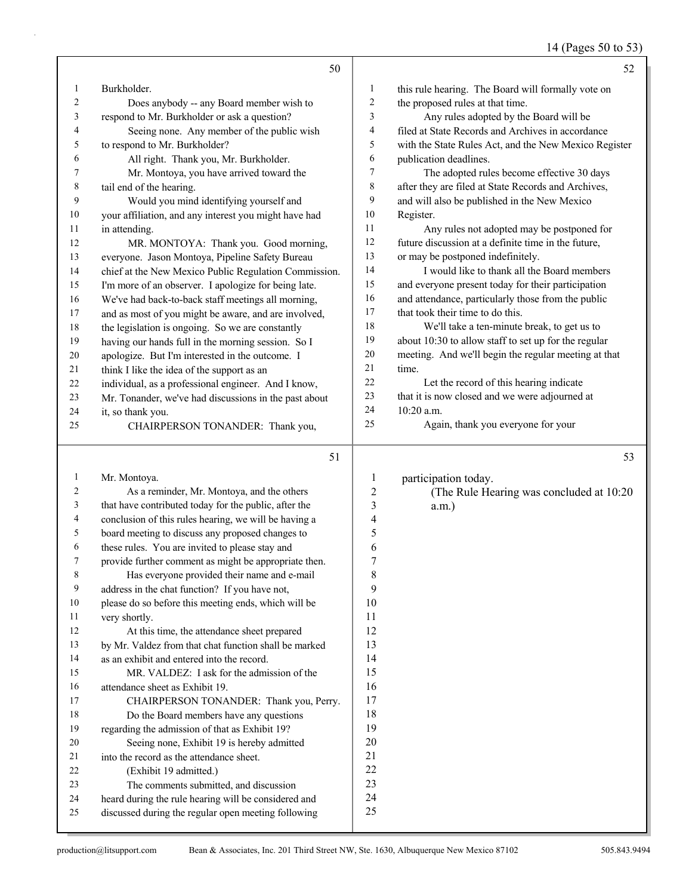**50**

Burkholder.

Does anybody -- any Board member wish to respond to Mr. Burkholder or ask a question?

Seeing none. Any member of the public wish to respond to Mr. Burkholder?

All right. Thank you, Mr. Burkholder.

Mr. Montoya, you have arrived toward the tail end of the hearing.

Would you mind identifying yourself and your affiliation, and any interest you might have had in attending.

MR. MONTOYA: Thank you. Good morning, everyone. Jason Montoya, Pipeline Safety Bureau chief at the New Mexico Public Regulation Commission. I'm more of an observer. I apologize for being late. We've had back-to-back staff meetings all morning, and as most of you might be aware, and are involved, the legislation is ongoing. So we are constantly having our hands full in the morning session. So I apologize. But I'm interested in the outcome. I think I like the idea of the support as an individual, as a professional engineer. And I know, Mr. Tonander, we've had discussions in the past about it, so thank you.

CHAIRPERSON TONANDER: Thank you,

**51**

Mr. Montoya.

As a reminder, Mr. Montoya, and the others that have contributed today for the public, after the conclusion of this rules hearing, we will be having a board meeting to discuss any proposed changes to these rules. You are invited to please stay and provide further comment as might be appropriate then.

Has everyone provided their name and e-mail address in the chat function? If you have not, please do so before this meeting ends, which will be very shortly.

At this time, the attendance sheet prepared by Mr. Valdez from that chat function shall be marked as an exhibit and entered into the record.

MR. VALDEZ: I ask for the admission of the attendance sheet as Exhibit 19.

CHAIRPERSON TONANDER: Thank you, Perry.

Do the Board members have any questions regarding the admission of that as Exhibit 19?

Seeing none, Exhibit 19 is hereby admitted into the record as the attendance sheet.

(Exhibit 19 admitted.)

The comments submitted, and discussion heard during the rule hearing will be considered and discussed during the regular open meeting following

**52**

this rule hearing. The Board will formally vote on the proposed rules at that time.

Any rules adopted by the Board will be filed at State Records and Archives in accordance with the State Rules Act, and the New Mexico Register publication deadlines.

The adopted rules become effective 30 days after they are filed at State Records and Archives, and will also be published in the New Mexico Register.

Any rules not adopted may be postponed for future discussion at a definite time in the future, or may be postponed indefinitely.

I would like to thank all the Board members and everyone present today for their participation and attendance, particularly those from the public that took their time to do this.

We'll take a ten-minute break, to get us to about 10:30 to allow staff to set up for the regular meeting. And we'll begin the regular meeting at that time.

Let the record of this hearing indicate that it is now closed and we were adjourned at 10:20 a.m.

Again, thank you everyone for your

**53**

participation today.

(The Rule Hearing was concluded at 10:20 a.m.)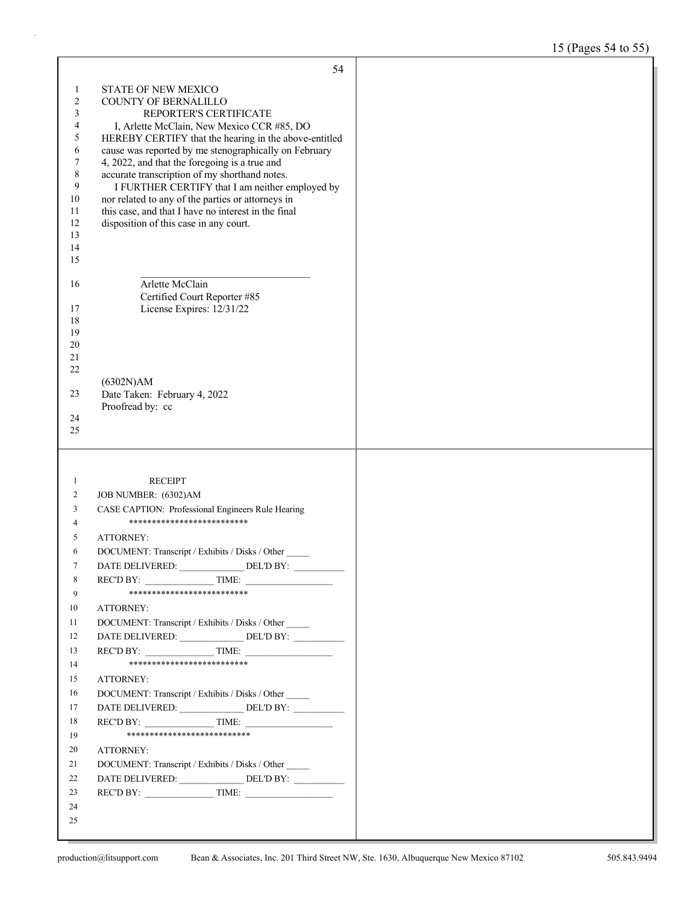STATE OF NEW MEXICO
COUNTY OF BERNALILLO

REPORTER'S CERTIFICATE

I, Arlette McClain, New Mexico CCR #85, DO HEREBY CERTIFY that the hearing in the above-entitled cause was reported by me stenographically on February 4, 2022, and that the foregoing is a true and accurate transcription of my shorthand notes.

I FURTHER CERTIFY that I am neither employed by nor related to any of the parties or attorneys in this case, and that I have no interest in the final disposition of this case in any court.

\_\_\_\_\_\_\_\_\_\_\_\_\_\_\_\_\_\_\_\_\_\_\_\_\_\_\_\_\_\_\_\_\_\_

Arlette McClain
Certified Court Reporter #85
License Expires: 12/31/22

(6302N)AM
Date Taken: February 4, 2022
Proofread by: cc

RECEIPT

JOB NUMBER: (6302)AM

CASE CAPTION: Professional Engineers Rule Hearing

**************************

ATTORNEY:
DOCUMENT: Transcript / Exhibits / Disks / Other _____
DATE DELIVERED: ______________ DEL'D BY: ___________
REC'D BY: _______________ TIME: ___________________

**************************

ATTORNEY:
DOCUMENT: Transcript / Exhibits / Disks / Other _____
DATE DELIVERED: ______________ DEL'D BY: ___________
REC'D BY: _______________ TIME: ___________________

**************************

ATTORNEY:
DOCUMENT: Transcript / Exhibits / Disks / Other _____
DATE DELIVERED: ______________ DEL'D BY: ___________
REC'D BY: _______________ TIME: ___________________

***************************

ATTORNEY:
DOCUMENT: Transcript / Exhibits / Disks / Other _____
DATE DELIVERED: ______________ DEL'D BY: ___________
REC'D BY: _______________ TIME: ___________________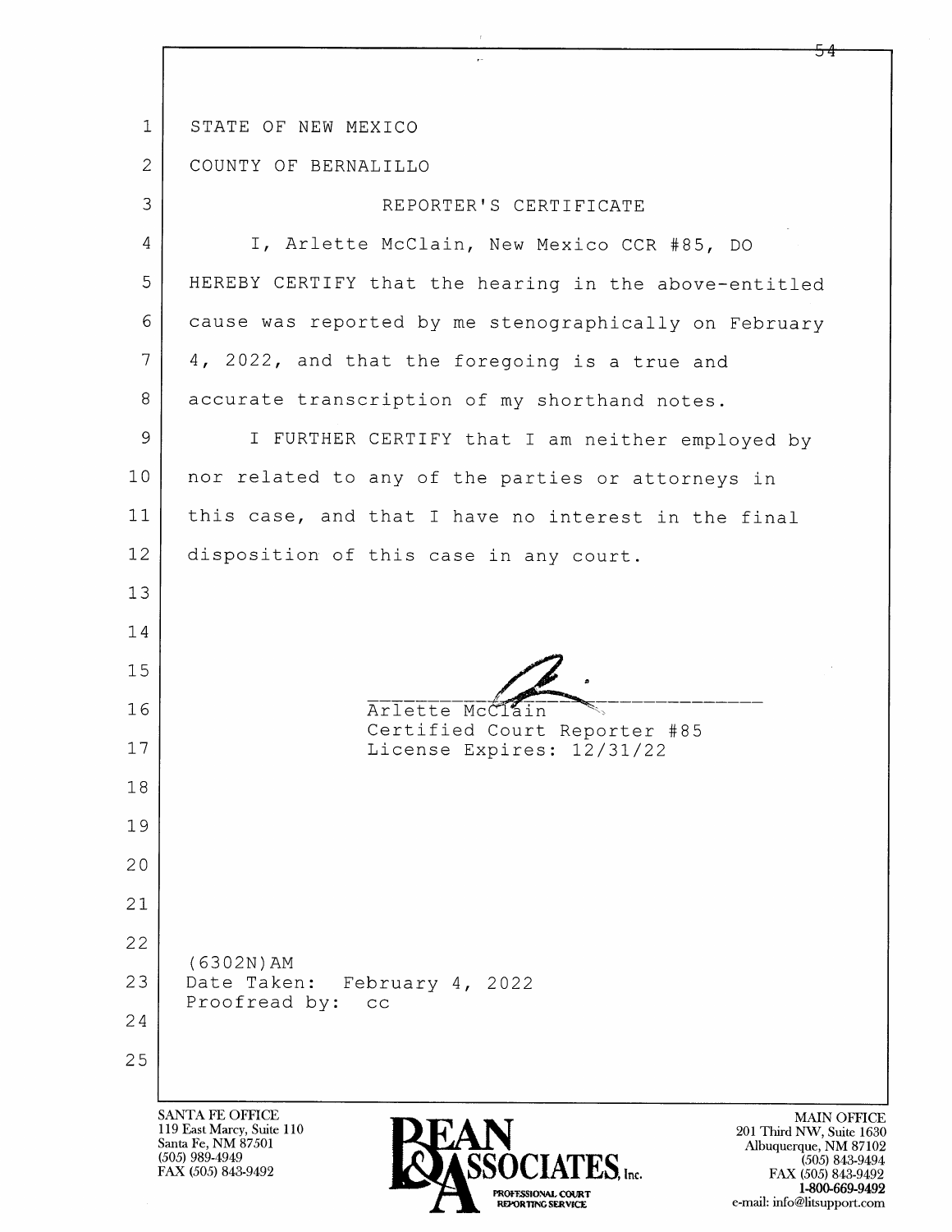STATE OF NEW MEXICO

COUNTY OF BERNALILLO

## REPORTER'S CERTIFICATE

I, Arlette McClain, New Mexico CCR #85, DO HEREBY CERTIFY that the hearing in the above-entitled cause was reported by me stenographically on February 4, 2022, and that the foregoing is a true and accurate transcription of my shorthand notes.

I FURTHER CERTIFY that I am neither employed by nor related to any of the parties or attorneys in this case, and that I have no interest in the final disposition of this case in any court.

Arlette McClain
Certified Court Reporter #85
License Expires: 12/31/22

(6302N)AM
Date Taken: February 4, 2022
Proofread by: cc

SANTA FE OFFICE
119 East Marcy, Suite 110
Santa Fe, NM 87501
(505) 989-4949
FAX (505) 843-9492

BEAN & ASSOCIATES, Inc.
PROFESSIONAL COURT REPORTING SERVICE

MAIN OFFICE
201 Third NW, Suite 1630
Albuquerque, NM 87102
(505) 843-9494
FAX (505) 843-9492
1-800-669-9492
e-mail: info@litsupport.com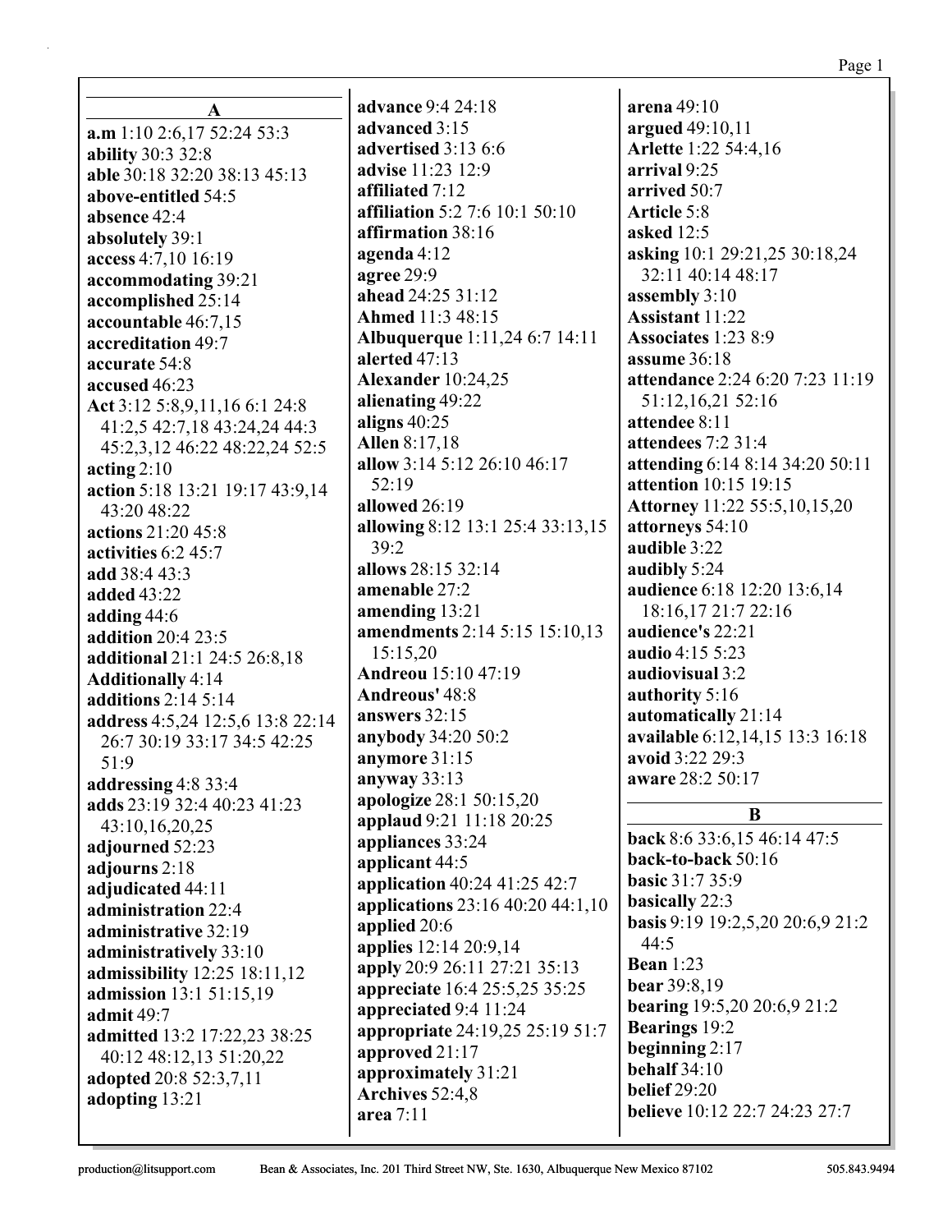## A

**a.m** 1:10 2:6,17 52:24 53:3
**ability** 30:3 32:8
**able** 30:18 32:20 38:13 45:13
**above-entitled** 54:5
**absence** 42:4
**absolutely** 39:1
**access** 4:7,10 16:19
**accommodating** 39:21
**accomplished** 25:14
**accountable** 46:7,15
**accreditation** 49:7
**accurate** 54:8
**accused** 46:23
**Act** 3:12 5:8,9,11,16 6:1 24:8 41:2,5 42:7,18 43:24,24 44:3 45:2,3,12 46:22 48:22,24 52:5
**acting** 2:10
**action** 5:18 13:21 19:17 43:9,14 43:20 48:22
**actions** 21:20 45:8
**activities** 6:2 45:7
**add** 38:4 43:3
**added** 43:22
**adding** 44:6
**addition** 20:4 23:5
**additional** 21:1 24:5 26:8,18
**Additionally** 4:14
**additions** 2:14 5:14
**address** 4:5,24 12:5,6 13:8 22:14 26:7 30:19 33:17 34:5 42:25 51:9
**addressing** 4:8 33:4
**adds** 23:19 32:4 40:23 41:23 43:10,16,20,25
**adjourned** 52:23
**adjourns** 2:18
**adjudicated** 44:11
**administration** 22:4
**administrative** 32:19
**administratively** 33:10
**admissibility** 12:25 18:11,12
**admission** 13:1 51:15,19
**admit** 49:7
**admitted** 13:2 17:22,23 38:25 40:12 48:12,13 51:20,22
**adopted** 20:8 52:3,7,11
**adopting** 13:21
**advance** 9:4 24:18
**advanced** 3:15
**advertised** 3:13 6:6
**advise** 11:23 12:9
**affiliated** 7:12
**affiliation** 5:2 7:6 10:1 50:10
**affirmation** 38:16
**agenda** 4:12
**agree** 29:9
**ahead** 24:25 31:12
**Ahmed** 11:3 48:15
**Albuquerque** 1:11,24 6:7 14:11
**alerted** 47:13
**Alexander** 10:24,25
**alienating** 49:22
**aligns** 40:25
**Allen** 8:17,18
**allow** 3:14 5:12 26:10 46:17 52:19
**allowed** 26:19
**allowing** 8:12 13:1 25:4 33:13,15 39:2
**allows** 28:15 32:14
**amenable** 27:2
**amending** 13:21
**amendments** 2:14 5:15 15:10,13 15:15,20
**Andreou** 15:10 47:19
**Andreous'** 48:8
**answers** 32:15
**anybody** 34:20 50:2
**anymore** 31:15
**anyway** 33:13
**apologize** 28:1 50:15,20
**applaud** 9:21 11:18 20:25
**appliances** 33:24
**applicant** 44:5
**application** 40:24 41:25 42:7
**applications** 23:16 40:20 44:1,10
**applied** 20:6
**applies** 12:14 20:9,14
**apply** 20:9 26:11 27:21 35:13
**appreciate** 16:4 25:5,25 35:25
**appreciated** 9:4 11:24
**appropriate** 24:19,25 25:19 51:7
**approved** 21:17
**approximately** 31:21
**Archives** 52:4,8
**area** 7:11
**arena** 49:10
**argued** 49:10,11
**Arlette** 1:22 54:4,16
**arrival** 9:25
**arrived** 50:7
**Article** 5:8
**asked** 12:5
**asking** 10:1 29:21,25 30:18,24 32:11 40:14 48:17
**assembly** 3:10
**Assistant** 11:22
**Associates** 1:23 8:9
**assume** 36:18
**attendance** 2:24 6:20 7:23 11:19 51:12,16,21 52:16
**attendee** 8:11
**attendees** 7:2 31:4
**attending** 6:14 8:14 34:20 50:11
**attention** 10:15 19:15
**Attorney** 11:22 55:5,10,15,20
**attorneys** 54:10
**audible** 3:22
**audibly** 5:24
**audience** 6:18 12:20 13:6,14 18:16,17 21:7 22:16
**audience's** 22:21
**audio** 4:15 5:23
**audiovisual** 3:2
**authority** 5:16
**automatically** 21:14
**available** 6:12,14,15 13:3 16:18
**avoid** 3:22 29:3
**aware** 28:2 50:17

## B

**back** 8:6 33:6,15 46:14 47:5
**back-to-back** 50:16
**basic** 31:7 35:9
**basically** 22:3
**basis** 9:19 19:2,5,20 20:6,9 21:2 44:5
**Bean** 1:23
**bear** 39:8,19
**bearing** 19:5,20 20:6,9 21:2
**Bearings** 19:2
**beginning** 2:17
**behalf** 34:10
**belief** 29:20
**believe** 10:12 22:7 24:23 27:7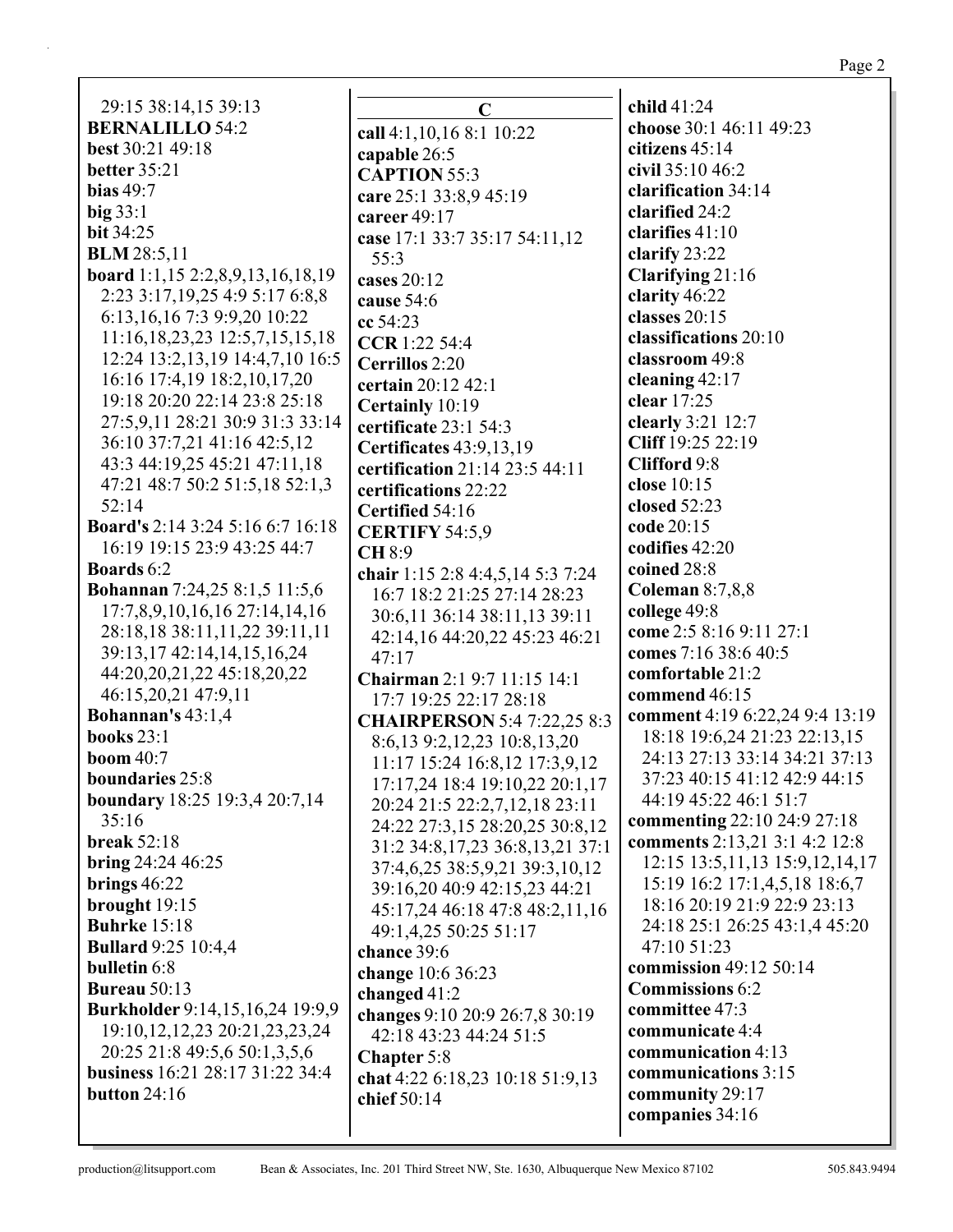29:15 38:14,15 39:13
**BERNALILLO** 54:2
**best** 30:21 49:18
**better** 35:21
**bias** 49:7
**big** 33:1
**bit** 34:25
**BLM** 28:5,11
**board** 1:1,15 2:2,8,9,13,16,18,19 2:23 3:17,19,25 4:9 5:17 6:8,8 6:13,16,16 7:3 9:9,20 10:22 11:16,18,23,23 12:5,7,15,15,18 12:24 13:2,13,19 14:4,7,10 16:5 16:16 17:4,19 18:2,10,17,20 19:18 20:20 22:14 23:8 25:18 27:5,9,11 28:21 30:9 31:3 33:14 36:10 37:7,21 41:16 42:5,12 43:3 44:19,25 45:21 47:11,18 47:21 48:7 50:2 51:5,18 52:1,3 52:14
**Board's** 2:14 3:3 3:24 5:16 6:7 16:18 16:19 19:15 23:9 43:25 44:7
**Boards** 6:2
**Bohannan** 7:24,25 8:1,5 11:5,6 17:7,8,9,10,16,16 27:14,14,16 28:18,18 38:11,11,22 39:11,11 39:13,17 42:14,14,15,16,24 44:20,20,21,22 45:18,20,22 46:15,20,21 47:9,11
**Bohannan's** 43:1,4
**books** 23:1
**boom** 40:7
**boundaries** 25:8
**boundary** 18:25 19:3,4 20:7,14 35:16
**break** 52:18
**bring** 24:24 46:25
**brings** 46:22
**brought** 19:15
**Buhrke** 15:18
**Bullard** 9:25 10:4,4
**bulletin** 6:8
**Bureau** 50:13
**Burkholder** 9:14,15,16,24 19:9,9 19:10,12,12,23 20:21,23,23,24 20:25 21:8 49:5,6 50:1,3,5,6
**business** 16:21 28:17 31:22 34:4
**button** 24:16

**C**

**call** 4:1,10,16 8:1 10:22
**capable** 26:5
**CAPTION** 55:3
**care** 25:1 33:8,9 45:19
**career** 49:17
**case** 17:1 33:7 35:17 54:11,12 55:3
**cases** 20:12
**cause** 54:6
**cc** 54:23
**CCR** 1:22 54:4
**Cerrillos** 2:20
**certain** 20:12 42:1
**Certainly** 10:19
**certificate** 23:1 54:3
**Certificates** 43:9,13,19
**certification** 21:14 23:5 44:11
**certifications** 22:22
**Certified** 54:16
**CERTIFY** 54:5,9
**CH** 8:9
**chair** 1:15 2:8 4:4,5,14 5:3 7:24 16:7 18:2 21:25 27:14 28:23 30:6,11 36:14 38:11,13 39:11 42:14,16 44:20,22 45:23 46:21 47:17
**Chairman** 2:1 9:7 11:15 14:1 17:7 19:25 22:17 28:18
**CHAIRPERSON** 5:4 7:22,25 8:3 8:6,13 9:2,12,23 10:8,13,20 11:17 15:24 16:8,12 17:3,9,12 17:17,24 18:4 19:10,22 20:1,17 20:24 21:5 22:2,7,12,18 23:11 24:22 27:3,15 28:20,25 30:8,12 31:2 34:8,17,23 36:8,13,21 37:1 37:4,6,25 38:5,9,21 39:3,10,12 39:16,20 40:9 42:15,23 44:21 45:17,24 46:18 47:8 48:2,11,16 49:1,4,25 50:25 51:17
**chance** 39:6
**change** 10:6 36:23
**changed** 41:2
**changes** 9:10 20:9 26:7,8 30:19 42:18 43:23 44:24 51:5
**Chapter** 5:8
**chat** 4:22 6:18,23 10:18 51:9,13
**chief** 50:14
**child** 41:24
**choose** 30:1 46:11 49:23
**citizens** 45:14
**civil** 35:10 46:2
**clarification** 34:14
**clarified** 24:2
**clarifies** 41:10
**clarify** 23:22
**Clarifying** 21:16
**clarity** 46:22
**classes** 20:15
**classifications** 20:10
**classroom** 49:8
**cleaning** 42:17
**clear** 17:25
**clearly** 3:21 12:7
**Cliff** 19:25 22:19
**Clifford** 9:8
**close** 10:15
**closed** 52:23
**code** 20:15
**codifies** 42:20
**coined** 28:8
**Coleman** 8:7,8,8
**college** 49:8
**come** 2:5 8:16 9:11 27:1
**comes** 7:16 38:6 40:5
**comfortable** 21:2
**commend** 46:15
**comment** 4:19 6:22,24 9:4 13:19 18:18 19:6,24 21:23 22:13,15 24:13 27:13 33:14 34:21 37:13 37:23 40:15 41:12 42:9 44:15 44:19 45:22 46:1 51:7
**commenting** 22:10 24:9 27:18
**comments** 2:13,21 3:1 4:2 12:8 12:15 13:5,11,13 15:9,12,14,17 15:19 16:2 17:1,4,5,18 18:6,7 18:16 20:19 21:9 22:9 23:13 24:18 25:1 26:25 43:1,4 45:20 47:10 51:23
**commission** 49:12 50:14
**Commissions** 6:2
**committee** 47:3
**communicate** 4:4
**communication** 4:13
**communications** 3:15
**community** 29:17
**companies** 34:16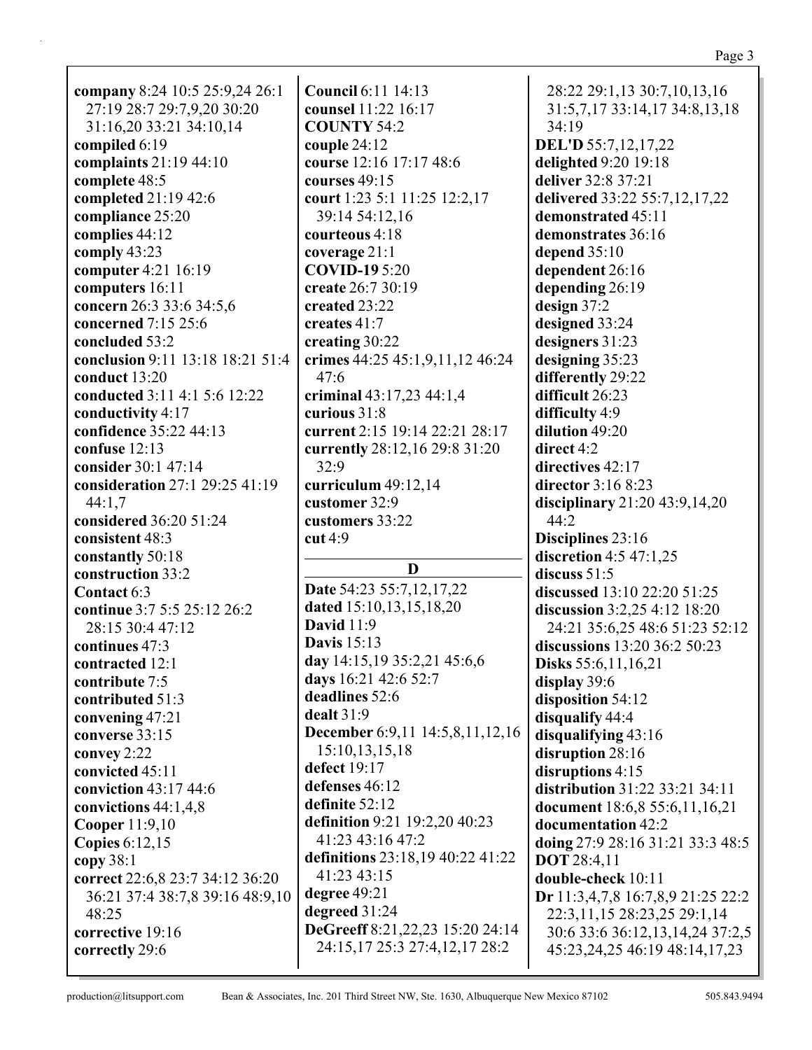**company** 8:24 10:5 25:9,24 26:1 27:19 28:7 29:7,9,20 30:20 31:16,20 33:21 34:10,14
**compiled** 6:19
**complaints** 21:19 44:10
**complete** 48:5
**completed** 21:19 42:6
**compliance** 25:20
**complies** 44:12
**comply** 43:23
**computer** 4:21 16:19
**computers** 16:11
**concern** 26:3 33:6 34:5,6
**concerned** 7:15 25:6
**concluded** 53:2
**conclusion** 9:11 13:18 18:21 51:4
**conduct** 13:20
**conducted** 3:11 4:1 5:6 12:22
**conductivity** 4:17
**confidence** 35:22 44:13
**confuse** 12:13
**consider** 30:1 47:14
**consideration** 27:1 29:25 41:19 44:1,7
**considered** 36:20 51:24
**consistent** 48:3
**constantly** 50:18
**construction** 33:2
**Contact** 6:3
**continue** 3:7 5:5 25:12 26:2 28:15 30:4 47:12
**continues** 47:3
**contracted** 12:1
**contribute** 7:5
**contributed** 51:3
**convening** 47:21
**converse** 33:15
**convey** 2:22
**convicted** 45:11
**conviction** 43:17 44:6
**convictions** 44:1,4,8
**Cooper** 11:9,10
**Copies** 6:12,15
**copy** 38:1
**correct** 22:6,8 23:7 34:12 36:20 36:21 37:4 38:7,8 39:16 48:9,10 48:25
**corrective** 19:16
**correctly** 29:6

**Council** 6:11 14:13
**counsel** 11:22 16:17
**COUNTY** 54:2
**couple** 24:12
**course** 12:16 17:17 48:6
**courses** 49:15
**court** 1:23 5:1 11:25 12:2,17 39:14 54:12,16
**courteous** 4:18
**coverage** 21:1
**COVID-19** 5:20
**create** 26:7 30:19
**created** 23:22
**creates** 41:7
**creating** 30:22
**crimes** 44:25 45:1,9,11,12 46:24 47:6
**criminal** 43:17,23 44:1,4
**curious** 31:8
**current** 2:15 19:14 22:21 28:17
**currently** 28:12,16 29:8 31:20 32:9
**curriculum** 49:12,14
**customer** 32:9
**customers** 33:22
**cut** 4:9

## D

**Date** 54:23 55:7,12,17,22
**dated** 15:10,13,15,18,20
**David** 11:9
**Davis** 15:13
**day** 14:15,19 35:2,21 45:6,6
**days** 16:21 42:6 52:7
**deadlines** 52:6
**dealt** 31:9
**December** 6:9,11 14:5,8,11,12,16 15:10,13,15,18
**defect** 19:17
**defenses** 46:12
**definite** 52:12
**definition** 9:21 19:2,20 40:23 41:23 43:16 47:2
**definitions** 23:18,19 40:22 41:22 41:23 43:15
**degree** 49:21
**degreed** 31:24
**DeGreeff** 8:21,22,23 15:20 24:14 24:15,17 25:3 27:4,12,17 28:2 28:22 29:1,13 30:7,10,13,16 31:5,7,17 33:14,17 34:8,13,18 34:19
**DEL'D** 55:7,12,17,22
**delighted** 9:20 19:18
**deliver** 32:8 37:21
**delivered** 33:22 55:7,12,17,22
**demonstrated** 45:11
**demonstrates** 36:16
**depend** 35:10
**dependent** 26:16
**depending** 26:19
**design** 37:2
**designed** 33:24
**designers** 31:23
**designing** 35:23
**differently** 29:22
**difficult** 26:23
**difficulty** 4:9
**dilution** 49:20
**direct** 4:2
**directives** 42:17
**director** 3:16 8:23
**disciplinary** 21:20 43:9,14,20 44:2
**Disciplines** 23:16
**discretion** 4:5 47:1,25
**discuss** 51:5
**discussed** 13:10 22:20 51:25
**discussion** 3:2,25 4:12 18:20 24:21 35:6,25 48:6 51:23 52:12
**discussions** 13:20 36:2 50:23
**Disks** 55:6,11,16,21
**display** 39:6
**disposition** 54:12
**disqualify** 44:4
**disqualifying** 43:16
**disruption** 28:16
**disruptions** 4:15
**distribution** 31:22 33:21 34:11
**document** 18:6,8 55:6,11,16,21
**documentation** 42:2
**doing** 27:9 28:16 31:21 33:3 48:5
**DOT** 28:4,11
**double-check** 10:11
**Dr** 11:3,4,7,8 16:7,8,9 21:25 22:2 22:3,11,15 28:23,25 29:1,14 30:6 33:6 36:12,13,14,24 37:2,5 45:23,24,25 46:19 48:14,17,23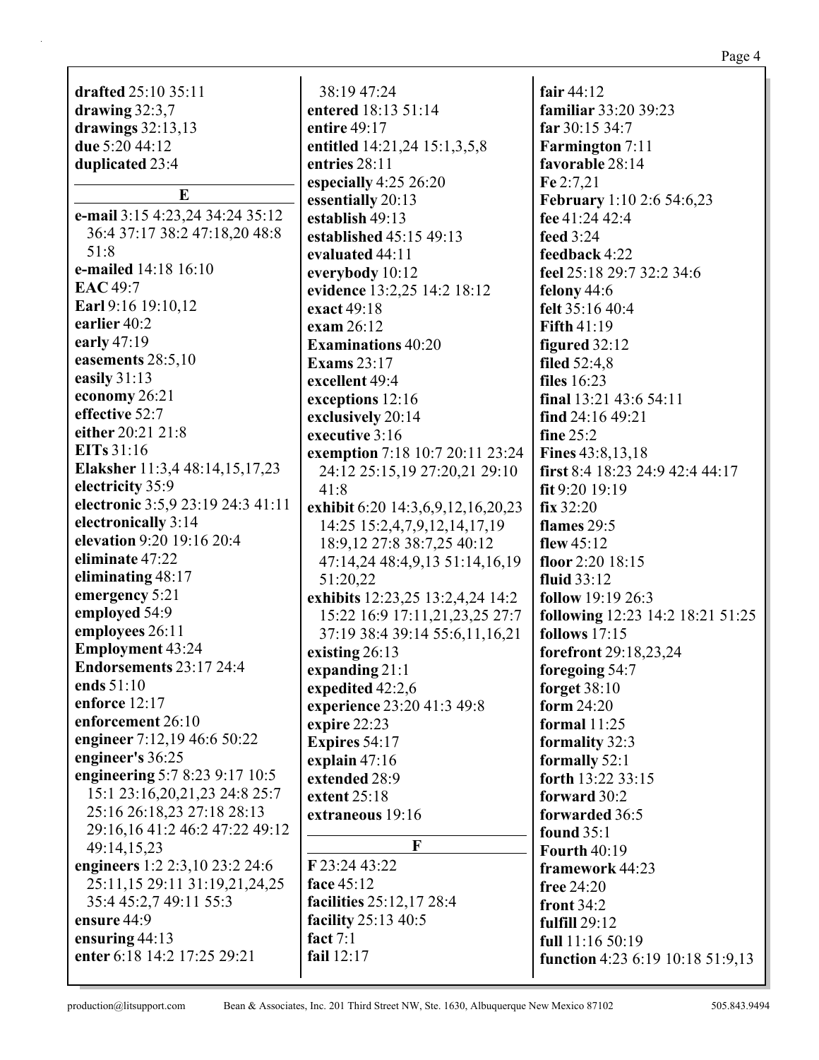**drafted** 25:10 35:11
**drawing** 32:3,7
**drawings** 32:13,13
**due** 5:20 44:12
**duplicated** 23:4

**E**

**e-mail** 3:15 4:23,24 34:24 35:12 36:4 37:17 38:2 47:18,20 48:8 51:8
**e-mailed** 14:18 16:10
**EAC** 49:7
**Earl** 9:16 19:10,12
**earlier** 40:2
**early** 47:19
**easements** 28:5,10
**easily** 31:13
**economy** 26:21
**effective** 52:7
**either** 20:21 21:8
**EITs** 31:16
**Elaksher** 11:3,4 48:14,15,17,23
**electricity** 35:9
**electronic** 3:5,9 23:19 24:3 41:11
**electronically** 3:14
**elevation** 9:20 19:16 20:4
**eliminate** 47:22
**eliminating** 48:17
**emergency** 5:21
**employed** 54:9
**employees** 26:11
**Employment** 43:24
**Endorsements** 23:17 24:4
**ends** 51:10
**enforce** 12:17
**enforcement** 26:10
**engineer** 7:12,19 46:6 50:22
**engineer's** 36:25
**engineering** 5:7 8:23 9:17 10:5 15:1 23:16,20,21,23 24:8 25:7 25:16 26:18,23 27:18 28:13 29:16,16 41:2 46:2 47:22 49:12 49:14,15,23
**engineers** 1:2 2:3,10 23:2 24:6 25:11,15 29:11 31:19,21,24,25 35:4 45:2,7 49:11 55:3
**ensure** 44:9
**ensuring** 44:13
**enter** 6:18 14:2 17:25 29:21 38:19 47:24
**entered** 18:13 51:14
**entire** 49:17
**entitled** 14:21,24 15:1,3,5,8
**entries** 28:11
**especially** 4:25 26:20
**essentially** 20:13
**establish** 49:13
**established** 45:15 49:13
**evaluated** 44:11
**everybody** 10:12
**evidence** 13:2,25 14:2 18:12
**exact** 49:18
**exam** 26:12
**Examinations** 40:20
**Exams** 23:17
**excellent** 49:4
**exceptions** 12:16
**exclusively** 20:14
**executive** 3:16
**exemption** 7:18 10:7 20:11 23:24 24:12 25:15,19 27:20,21 29:10 41:8
**exhibit** 6:20 14:3,6,9,12,16,20,23 14:25 15:2,4,7,9,12,14,17,19 18:9,12 27:8 38:7,25 40:12 47:14,24 48:4,9,13 51:14,16,19 51:20,22
**exhibits** 12:23,25 13:2,4,24 14:2 15:22 16:9 17:11,21,23,25 27:7 37:19 38:4 39:14 55:6,11,16,21
**existing** 26:13
**expanding** 21:1
**expedited** 42:2,6
**experience** 23:20 41:3 49:8
**expire** 22:23
**Expires** 54:17
**explain** 47:16
**extended** 28:9
**extent** 25:18
**extraneous** 19:16

**F**

**F** 23:24 43:22
**face** 45:12
**facilities** 25:12,17 28:4
**facility** 25:13 40:5
**fact** 7:1
**fail** 12:17
**fair** 44:12
**familiar** 33:20 39:23
**far** 30:15 34:7
**Farmington** 7:11
**favorable** 28:14
**Fe** 2:7,21
**February** 1:10 2:6 54:6,23
**fee** 41:24 42:4
**feed** 3:24
**feedback** 4:22
**feel** 25:18 29:7 32:2 34:6
**felony** 44:6
**felt** 35:16 40:4
**Fifth** 41:19
**figured** 32:12
**filed** 52:4,8
**files** 16:23
**final** 13:21 43:6 54:11
**find** 24:16 49:21
**fine** 25:2
**Fines** 43:8,13,18
**first** 8:4 18:23 24:9 42:4 44:17
**fit** 9:20 19:19
**fix** 32:20
**flames** 29:5
**flew** 45:12
**floor** 2:20 18:15
**fluid** 33:12
**follow** 19:19 26:3
**following** 12:23 14:2 18:21 51:25
**follows** 17:15
**forefront** 29:18,23,24
**foregoing** 54:7
**forget** 38:10
**form** 24:20
**formal** 11:25
**formality** 32:3
**formally** 52:1
**forth** 13:22 33:15
**forward** 30:2
**forwarded** 36:5
**found** 35:1
**Fourth** 40:19
**framework** 44:23
**free** 24:20
**front** 34:2
**fulfill** 29:12
**full** 11:16 50:19
**function** 4:23 6:19 10:18 51:9,13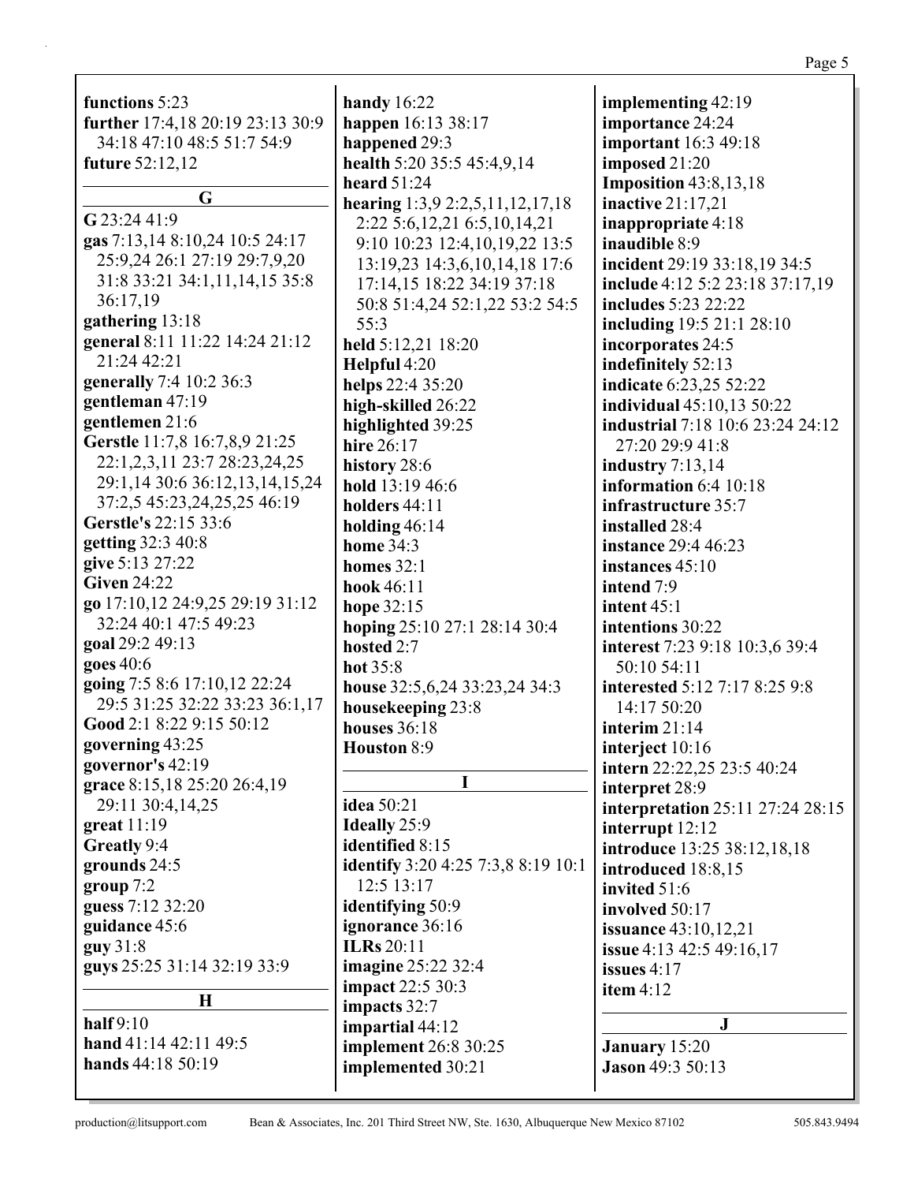**functions** 5:23
**further** 17:4,18 20:19 23:13 30:9 34:18 47:10 48:5 51:7 54:9
**future** 52:12,12

## G

**G** 23:24 41:9
**gas** 7:13,14 8:10,24 10:5 24:17 25:9,24 26:1 27:19 29:7,9,20 31:8 33:21 34:1,11,14,15 35:8 36:17,19
**gathering** 13:18
**general** 8:11 11:22 14:24 21:12 21:24 42:21
**generally** 7:4 10:2 36:3
**gentleman** 47:19
**gentlemen** 21:6
**Gerstle** 11:7,8 16:7,8,9 21:25 22:1,2,3,11 23:7 28:23,24,25 29:1,14 30:6 36:12,13,14,15,24 37:2,5 45:23,24,25,25 46:19
**Gerstle's** 22:15 33:6
**getting** 32:3 40:8
**give** 5:13 27:22
**Given** 24:22
**go** 17:10,12 24:9,25 29:19 31:12 32:24 40:1 47:5 49:23
**goal** 29:2 49:13
**goes** 40:6
**going** 7:5 8:6 17:10,12 22:24 29:5 31:25 32:22 33:23 36:1,17
**Good** 2:1 8:22 9:15 50:12
**governing** 43:25
**governor's** 42:19
**grace** 8:15,18 25:20 26:4,19 29:11 30:4,14,25
**great** 11:19
**Greatly** 9:4
**grounds** 24:5
**group** 7:2
**guess** 7:12 32:20
**guidance** 45:6
**guy** 31:8
**guys** 25:25 31:14 32:19 33:9

## H

**half** 9:10
**hand** 41:14 42:11 49:5
**hands** 44:18 50:19
**handy** 16:22
**happen** 16:13 38:17
**happened** 29:3
**health** 5:20 35:5 45:4,9,14
**heard** 51:24
**hearing** 1:3,9 2:2,5,11,12,17,18 2:22 5:6,12,21 6:5,10,14,21 9:10 10:23 12:4,10,19,22 13:5 13:19,23 14:3,6,10,14,18 17:6 17:14,15 18:22 34:19 37:18 50:8 51:4,24 52:1,22 53:2 54:5 55:3
**held** 5:12,21 18:20
**Helpful** 4:20
**helps** 22:4 35:20
**high-skilled** 26:22
**highlighted** 39:25
**hire** 26:17
**history** 28:6
**hold** 13:19 46:6
**holders** 44:11
**holding** 46:14
**home** 34:3
**homes** 32:1
**hook** 46:11
**hope** 32:15
**hoping** 25:10 27:1 28:14 30:4
**hosted** 2:7
**hot** 35:8
**house** 32:5,6,24 33:23,24 34:3
**housekeeping** 23:8
**houses** 36:18
**Houston** 8:9

## I

**idea** 50:21
**Ideally** 25:9
**identified** 8:15
**identify** 3:20 4:25 7:3,8 8:19 10:1 12:5 13:17
**identifying** 50:9
**ignorance** 36:16
**ILRs** 20:11
**imagine** 25:22 32:4
**impact** 22:5 30:3
**impacts** 32:7
**impartial** 44:12
**implement** 26:8 30:25
**implemented** 30:21
**implementing** 42:19
**importance** 24:24
**important** 16:3 49:18
**imposed** 21:20
**Imposition** 43:8,13,18
**inactive** 21:17,21
**inappropriate** 4:18
**inaudible** 8:9
**incident** 29:19 33:18,19 34:5
**include** 4:12 5:2 23:18 37:17,19
**includes** 5:23 22:22
**including** 19:5 21:1 28:10
**incorporates** 24:5
**indefinitely** 52:13
**indicate** 6:23,25 52:22
**individual** 45:10,13 50:22
**industrial** 7:18 10:6 23:24 24:12 27:20 29:9 41:8
**industry** 7:13,14
**information** 6:4 10:18
**infrastructure** 35:7
**installed** 28:4
**instance** 29:4 46:23
**instances** 45:10
**intend** 7:9
**intent** 45:1
**intentions** 30:22
**interest** 7:23 9:18 10:3,6 39:4 50:10 54:11
**interested** 5:12 7:17 8:25 9:8 14:17 50:20
**interim** 21:14
**interject** 10:16
**intern** 22:22,25 23:5 40:24
**interpret** 28:9
**interpretation** 25:11 27:24 28:15
**interrupt** 12:12
**introduce** 13:25 38:12,18,18
**introduced** 18:8,15
**invited** 51:6
**involved** 50:17
**issuance** 43:10,12,21
**issue** 4:13 42:5 49:16,17
**issues** 4:17
**item** 4:12

## J

**January** 15:20
**Jason** 49:3 50:13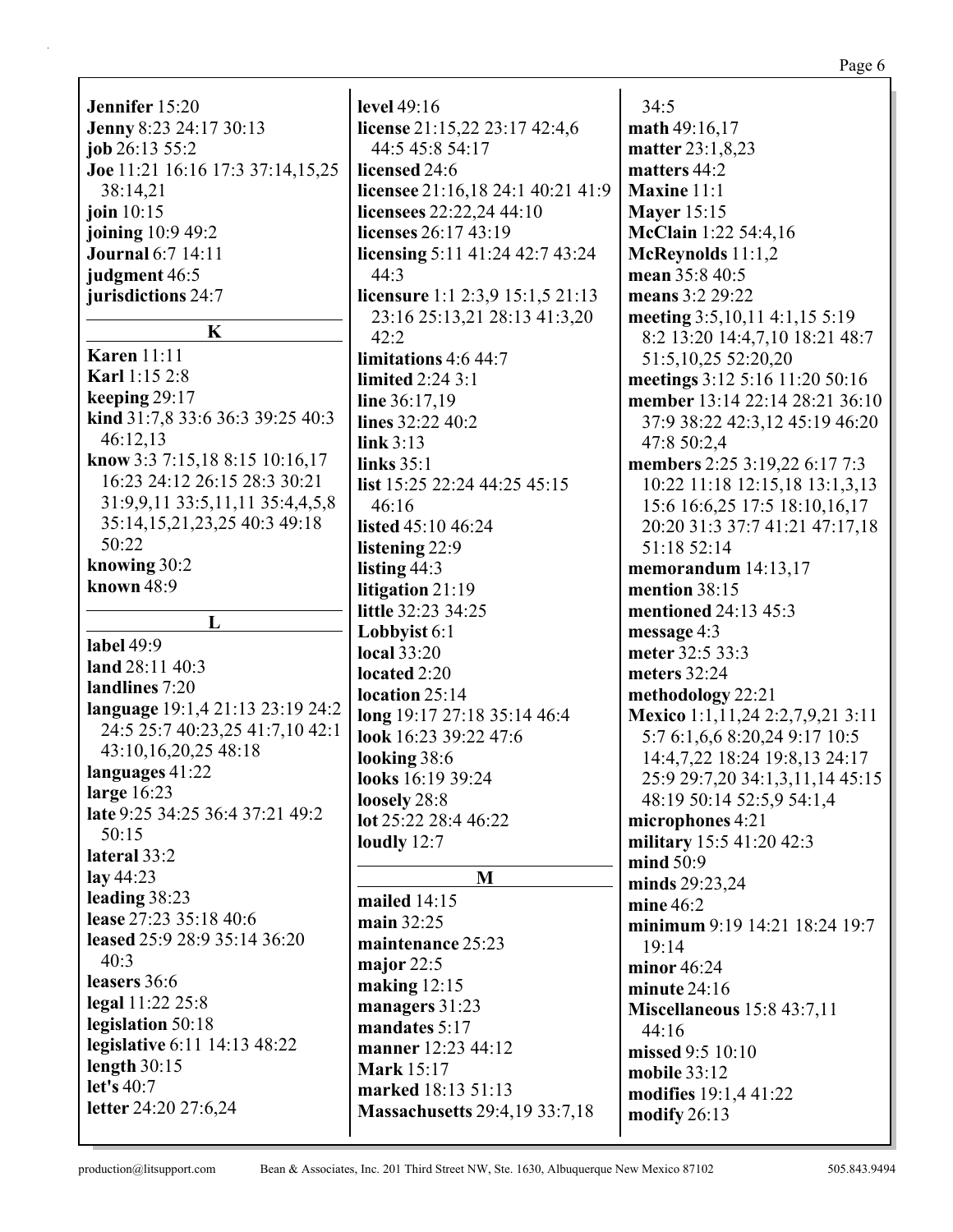**Jennifer** 15:20
**Jenny** 8:23 24:17 30:13
**job** 26:13 55:2
**Joe** 11:21 16:16 17:3 37:14,15,25 38:14,21
**join** 10:15
**joining** 10:9 49:2
**Journal** 6:7 14:11
**judgment** 46:5
**jurisdictions** 24:7

**K**

**Karen** 11:11
**Karl** 1:15 2:8
**keeping** 29:17
**kind** 31:7,8 33:6 36:3 39:25 40:3 46:12,13
**know** 3:3 7:15,18 8:15 10:16,17 16:23 24:12 26:15 28:3 30:21 31:9,9,11 33:5,11,11 35:4,4,5,8 35:14,15,21,23,25 40:3 49:18 50:22
**knowing** 30:2
**known** 48:9

**L**

**label** 49:9
**land** 28:11 40:3
**landlines** 7:20
**language** 19:1,4 21:13 23:19 24:2 24:5 25:7 40:23,25 41:7,10 42:1 43:10,16,20,25 48:18
**languages** 41:22
**large** 16:23
**late** 9:25 34:25 36:4 37:21 49:2 50:15
**lateral** 33:2
**lay** 44:23
**leading** 38:23
**lease** 27:23 35:18 40:6
**leased** 25:9 28:9 35:14 36:20 40:3
**leasers** 36:6
**legal** 11:22 25:8
**legislation** 50:18
**legislative** 6:11 14:13 48:22
**length** 30:15
**let's** 40:7
**letter** 24:20 27:6,24
**level** 49:16
**license** 21:15,22 23:17 42:4,6 44:5 45:8 54:17
**licensed** 24:6
**licensee** 21:16,18 24:1 40:21 41:9
**licensees** 22:22,24 44:10
**licenses** 26:17 43:19
**licensing** 5:11 41:24 42:7 43:24 44:3
**licensure** 1:1 2:3,9 15:1,5 21:13 23:16 25:13,21 28:13 41:3,20 42:2
**limitations** 4:6 44:7
**limited** 2:24 3:1
**line** 36:17,19
**lines** 32:22 40:2
**link** 3:13
**links** 35:1
**list** 15:25 22:24 44:25 45:15 46:16
**listed** 45:10 46:24
**listening** 22:9
**listing** 44:3
**litigation** 21:19
**little** 32:23 34:25
**Lobbyist** 6:1
**local** 33:20
**located** 2:20
**location** 25:14
**long** 19:17 27:18 35:14 46:4
**look** 16:23 39:22 47:6
**looking** 38:6
**looks** 16:19 39:24
**loosely** 28:8
**lot** 25:22 28:4 46:22
**loudly** 12:7

**M**

**mailed** 14:15
**main** 32:25
**maintenance** 25:23
**major** 22:5
**making** 12:15
**managers** 31:23
**mandates** 5:17
**manner** 12:23 44:12
**Mark** 15:17
**marked** 18:13 51:13
**Massachusetts** 29:4,19 33:7,18 34:5
**math** 49:16,17
**matter** 23:1,8,23
**matters** 44:2
**Maxine** 11:1
**Mayer** 15:15
**McClain** 1:22 54:4,16
**McReynolds** 11:1,2
**mean** 35:8 40:5
**means** 3:2 29:22
**meeting** 3:5,10,11 4:1,15 5:19 8:2 13:20 14:4,7,10 18:21 48:7 51:5,10,25 52:20,20
**meetings** 3:12 5:16 11:20 50:16
**member** 13:14 22:14 28:21 36:10 37:9 38:22 42:3,12 45:19 46:20 47:8 50:2,4
**members** 2:25 3:19,22 6:17 7:3 10:22 11:18 12:15,18 13:1,3,13 15:6 16:6,25 17:5 18:10,16,17 20:20 31:3 37:7 41:21 47:17,18 51:18 52:14
**memorandum** 14:13,17
**mention** 38:15
**mentioned** 24:13 45:3
**message** 4:3
**meter** 32:5 33:3
**meters** 32:24
**methodology** 22:21
**Mexico** 1:1,11,24 2:2,7,9,21 3:11 5:7 6:1,6,6 8:20,24 9:17 10:5 14:4,7,22 18:24 19:8,13 24:17 25:9 29:7,20 34:1,3,11,14 45:15 48:19 50:14 52:5,9 54:1,4
**microphones** 4:21
**military** 15:5 41:20 42:3
**mind** 50:9
**minds** 29:23,24
**mine** 46:2
**minimum** 9:19 14:21 18:24 19:7 19:14
**minor** 46:24
**minute** 24:16
**Miscellaneous** 15:8 43:7,11 44:16
**missed** 9:5 10:10
**mobile** 33:12
**modifies** 19:1,4 41:22
**modify** 26:13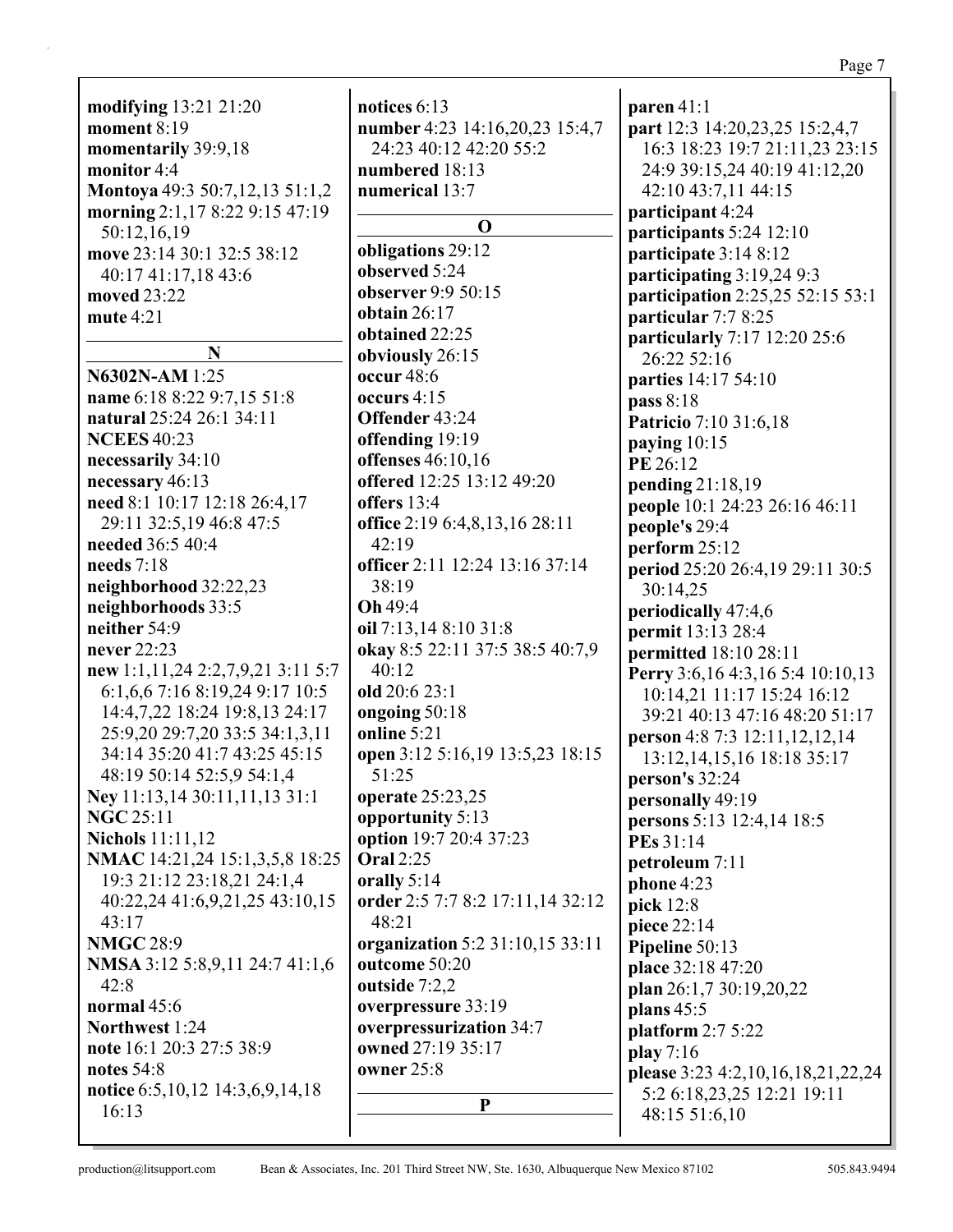**modifying** 13:21 21:20
**moment** 8:19
**momentarily** 39:9,18
**monitor** 4:4
**Montoya** 49:3 50:7,12,13 51:1,2
**morning** 2:1,17 8:22 9:15 47:19 50:12,16,19
**move** 23:14 30:1 32:5 38:12 40:17 41:17,18 43:6
**moved** 23:22
**mute** 4:21

**N**

**N6302N-AM** 1:25
**name** 6:18 8:22 9:7,15 51:8
**natural** 25:24 26:1 34:11
**NCEES** 40:23
**necessarily** 34:10
**necessary** 46:13
**need** 8:1 10:17 12:18 26:4,17 29:11 32:5,19 46:8 47:5
**needed** 36:5 40:4
**needs** 7:18
**neighborhood** 32:22,23
**neighborhoods** 33:5
**neither** 54:9
**never** 22:23
**new** 1:1,11,24 2:2,7,9,21 3:11 5:7 6:1,6,6 7:16 8:19,24 9:17 10:5 14:4,7,22 18:24 19:8,13 24:17 25:9,20 29:7,20 33:5 34:1,3,11 34:14 35:20 41:7 43:25 45:15 48:19 50:14 52:5,9 54:1,4
**Ney** 11:13,14 30:11,11,13 31:1
**NGC** 25:11
**Nichols** 11:11,12
**NMAC** 14:21,24 15:1,3,5,8 18:25 19:3 21:12 23:18,21 24:1,4 40:22,24 41:6,9,21,25 43:10,15 43:17
**NMGC** 28:9
**NMSA** 3:12 5:8,9,11 24:7 41:1,6 42:8
**normal** 45:6
**Northwest** 1:24
**note** 16:1 20:3 27:5 38:9
**notes** 54:8
**notice** 6:5,10,12 14:3,6,9,14,18 16:13
**notices** 6:13
**number** 4:23 14:16,20,23 15:4,7 24:23 40:12 42:20 55:2
**numbered** 18:13
**numerical** 13:7

**O**

**obligations** 29:12
**observed** 5:24
**observer** 9:9 50:15
**obtain** 26:17
**obtained** 22:25
**obviously** 26:15
**occur** 48:6
**occurs** 4:15
**Offender** 43:24
**offending** 19:19
**offenses** 46:10,16
**offered** 12:25 13:12 49:20
**offers** 13:4
**office** 2:19 6:4,8,13,16 28:11 42:19
**officer** 2:11 12:24 13:16 37:14 38:19
**Oh** 49:4
**oil** 7:13,14 8:10 31:8
**okay** 8:5 22:11 37:5 38:5 40:7,9 40:12
**old** 20:6 23:1
**ongoing** 50:18
**online** 5:21
**open** 3:12 5:16,19 13:5,23 18:15 51:25
**operate** 25:23,25
**opportunity** 5:13
**option** 19:7 20:4 37:23
**Oral** 2:25
**orally** 5:14
**order** 2:5 7:7 8:2 17:11,14 32:12 48:21
**organization** 5:2 31:10,15 33:11
**outcome** 50:20
**outside** 7:2,2
**overpressure** 33:19
**overpressurization** 34:7
**owned** 27:19 35:17
**owner** 25:8

**P**

**paren** 41:1
**part** 12:3 14:20,23,25 15:2,4,7 16:3 18:23 19:7 21:11,23 23:15 24:9 39:15,24 40:19 41:12,20 42:10 43:7,11 44:15
**participant** 4:24
**participants** 5:24 12:10
**participate** 3:14 8:12
**participating** 3:19,24 9:3
**participation** 2:25,25 52:15 53:1
**particular** 7:7 8:25
**particularly** 7:17 12:20 25:6 26:22 52:16
**parties** 14:17 54:10
**pass** 8:18
**Patricio** 7:10 31:6,18
**paying** 10:15
**PE** 26:12
**pending** 21:18,19
**people** 10:1 24:23 26:16 46:11
**people's** 29:4
**perform** 25:12
**period** 25:20 26:4,19 29:11 30:5 30:14,25
**periodically** 47:4,6
**permit** 13:13 28:4
**permitted** 18:10 28:11
**Perry** 3:6,16 4:3,16 5:4 10:10,13 10:14,21 11:17 15:24 16:12 39:21 40:13 47:16 48:20 51:17
**person** 4:8 7:3 12:11,12,12,14 13:12,14,15,16 18:18 35:17
**person's** 32:24
**personally** 49:19
**persons** 5:13 12:4,14 18:5
**PEs** 31:14
**petroleum** 7:11
**phone** 4:23
**pick** 12:8
**piece** 22:14
**Pipeline** 50:13
**place** 32:18 47:20
**plan** 26:1,7 30:19,20,22
**plans** 45:5
**platform** 2:7 5:22
**play** 7:16
**please** 3:23 4:2,10,16,18,21,22,24 5:2 6:18,23,25 12:21 19:11 48:15 51:6,10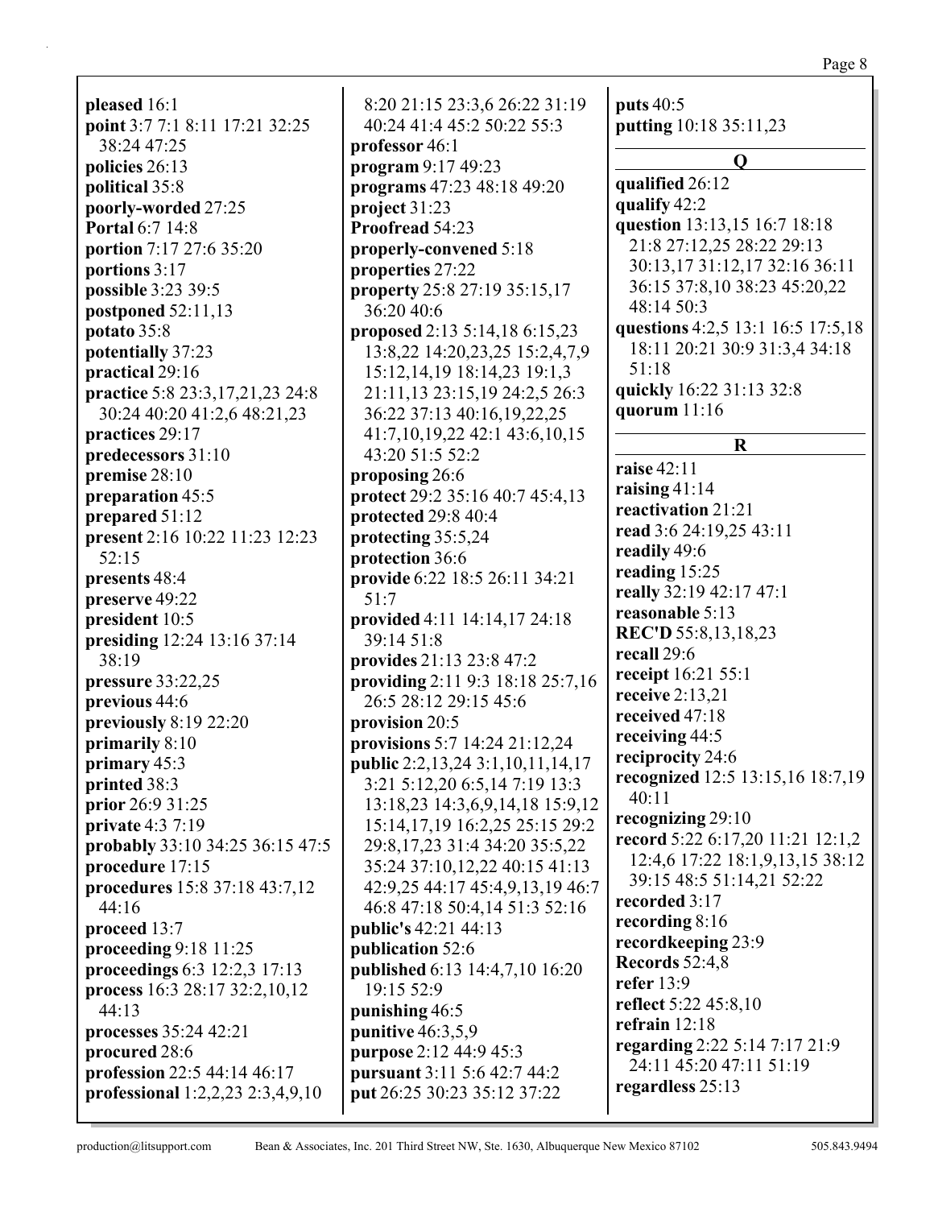**pleased** 16:1
**point** 3:7 7:1 8:11 17:21 32:25 38:24 47:25
**policies** 26:13
**political** 35:8
**poorly-worded** 27:25
**Portal** 6:7 14:8
**portion** 7:17 27:6 35:20
**portions** 3:17
**possible** 3:23 39:5
**postponed** 52:11,13
**potato** 35:8
**potentially** 37:23
**practical** 29:16
**practice** 5:8 23:3,17,21,23 24:8 30:24 40:20 41:2,6 48:21,23
**practices** 29:17
**predecessors** 31:10
**premise** 28:10
**preparation** 45:5
**prepared** 51:12
**present** 2:16 10:22 11:23 12:23 52:15
**presents** 48:4
**preserve** 49:22
**president** 10:5
**presiding** 12:24 13:16 37:14 38:19
**pressure** 33:22,25
**previous** 44:6
**previously** 8:19 22:20
**primarily** 8:10
**primary** 45:3
**printed** 38:3
**prior** 26:9 31:25
**private** 4:3 7:19
**probably** 33:10 34:25 36:15 47:5
**procedure** 17:15
**procedures** 15:8 37:18 43:7,12 44:16
**proceed** 13:7
**proceeding** 9:18 11:25
**proceedings** 6:3 12:2,3 17:13
**process** 16:3 28:17 32:2,10,12 44:13
**processes** 35:24 42:21
**procured** 28:6
**profession** 22:5 44:14 46:17
**professional** 1:2,2,23 2:3,4,9,10 8:20 21:15 23:3,6 26:22 31:19 40:24 41:4 45:2 50:22 55:3
**professor** 46:1
**program** 9:17 49:23
**programs** 47:23 48:18 49:20
**project** 31:23
**Proofread** 54:23
**properly-convened** 5:18
**properties** 27:22
**property** 25:8 27:19 35:15,17 36:20 40:6
**proposed** 2:13 5:14,18 6:15,23 13:8,22 14:20,23,25 15:2,4,7,9 15:12,14,19 18:14,23 19:1,3 21:11,13 23:15,19 24:2,5 26:3 36:22 37:13 40:16,19,22,25 41:7,10,19,22 42:1 43:6,10,15 43:20 51:5 52:2
**proposing** 26:6
**protect** 29:2 35:16 40:7 45:4,13
**protected** 29:8 40:4
**protecting** 35:5,24
**protection** 36:6
**provide** 6:22 18:5 26:11 34:21 51:7
**provided** 4:11 14:14,17 24:18 39:14 51:8
**provides** 21:13 23:8 47:2
**providing** 2:11 9:3 18:18 25:7,16 26:5 28:12 29:15 45:6
**provision** 20:5
**provisions** 5:7 14:24 21:12,24
**public** 2:2,13,24 3:1,10,11,14,17 3:21 5:12,20 6:5,14 7:19 13:3 13:18,23 14:3,6,9,14,18 15:9,12 15:14,17,19 16:2,25 25:15 29:2 29:8,17,23 31:4 34:20 35:2,22 35:24 37:10,12,22 40:15 41:13 42:9,25 44:17 45:4,9,13,19 46:7 46:8 47:18 50:4,14 51:3 52:16
**public's** 42:21 44:13
**publication** 52:6
**published** 6:13 14:4,7,10 16:20 19:15 52:9
**punishing** 46:5
**punitive** 46:3,5,9
**purpose** 2:12 44:9 45:3
**pursuant** 3:11 5:6 42:7 44:2
**put** 26:25 30:23 35:12 37:22
**puts** 40:5
**putting** 10:18 35:11,23

## Q

**qualified** 26:12
**qualify** 42:2
**question** 13:13,15 16:7 18:18 21:8 27:12,25 28:22 29:13 30:13,17 31:12,17 32:16 36:11 36:15 37:8,10 38:23 45:20,22 48:14 50:3
**questions** 4:2,5 13:1 16:5 17:5,18 18:11 20:21 30:9 31:3,4 34:18 51:18
**quickly** 16:22 31:13 32:8
**quorum** 11:16

## R

**raise** 42:11
**raising** 41:14
**reactivation** 21:21
**read** 3:6 24:19,25 43:11
**readily** 49:6
**reading** 15:25
**really** 32:19 42:17 47:1
**reasonable** 5:13
**REC'D** 55:8,13,18,23
**recall** 29:6
**receipt** 16:21 55:1
**receive** 2:13,21
**received** 47:18
**receiving** 44:5
**reciprocity** 24:6
**recognized** 12:5 13:15,16 18:7,19 40:11
**recognizing** 29:10
**record** 5:22 6:17,20 11:21 12:1,2 12:4,6 17:22 18:1,9,13,15 38:12 39:15 48:5 51:14,21 52:22
**recorded** 3:17
**recording** 8:16
**recordkeeping** 23:9
**Records** 52:4,8
**refer** 13:9
**reflect** 5:22 45:8,10
**refrain** 12:18
**regarding** 2:22 5:14 7:17 21:9 24:11 45:20 47:11 51:19
**regardless** 25:13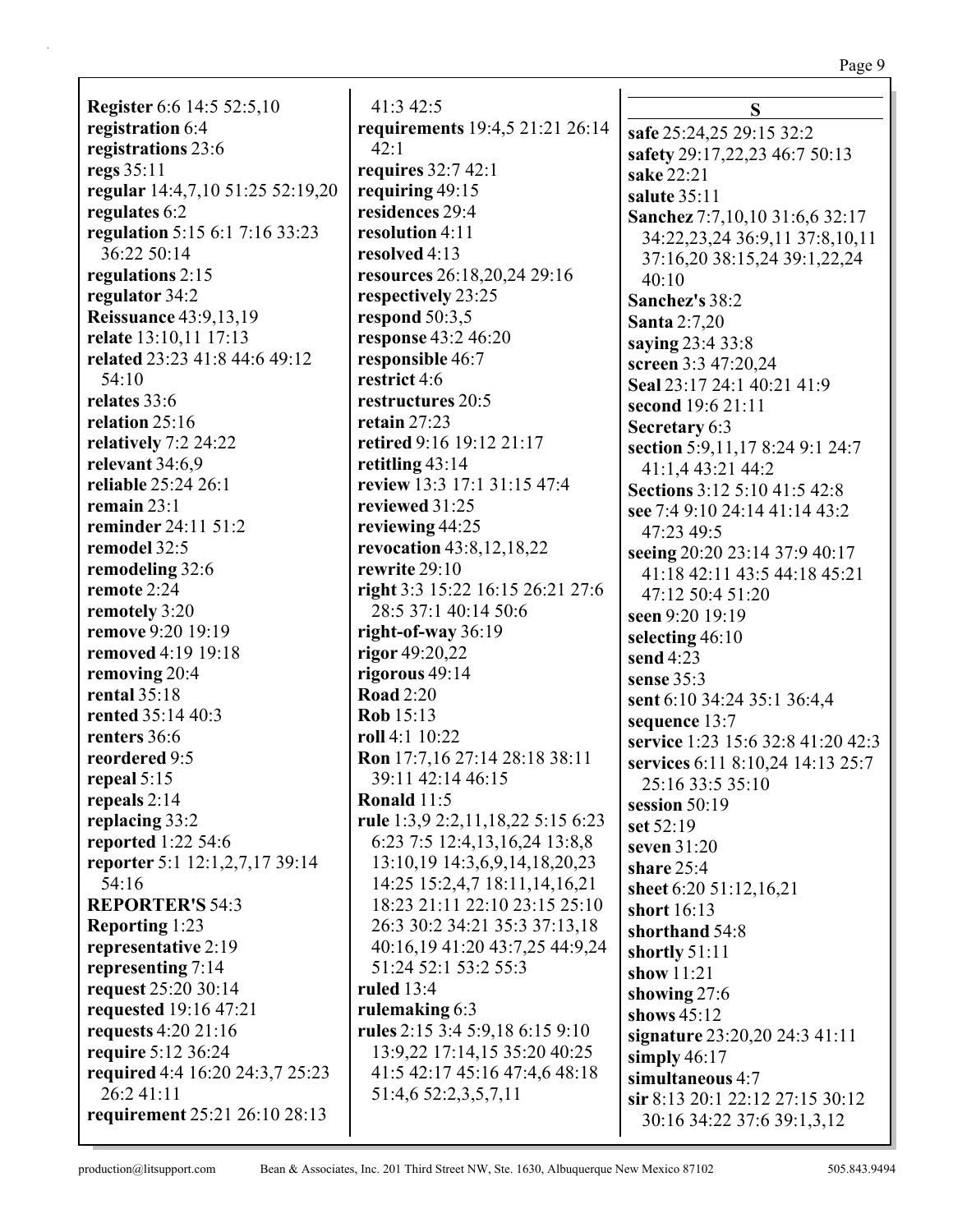**Register** 6:6 14:5 52:5,10
**registration** 6:4
**registrations** 23:6
**regs** 35:11
**regular** 14:4,7,10 51:25 52:19,20
**regulates** 6:2
**regulation** 5:15 6:1 7:16 33:23 36:22 50:14
**regulations** 2:15
**regulator** 34:2
**Reissuance** 43:9,13,19
**relate** 13:10,11 17:13
**related** 23:23 41:8 44:6 49:12 54:10
**relates** 33:6
**relation** 25:16
**relatively** 7:2 24:22
**relevant** 34:6,9
**reliable** 25:24 26:1
**remain** 23:1
**reminder** 24:11 51:2
**remodel** 32:5
**remodeling** 32:6
**remote** 2:24
**remotely** 3:20
**remove** 9:20 19:19
**removed** 4:19 19:18
**removing** 20:4
**rental** 35:18
**rented** 35:14 40:3
**renters** 36:6
**reordered** 9:5
**repeal** 5:15
**repeals** 2:14
**replacing** 33:2
**reported** 1:22 54:6
**reporter** 5:1 12:1,2,7,17 39:14 54:16
**REPORTER'S** 54:3
**Reporting** 1:23
**representative** 2:19
**representing** 7:14
**request** 25:20 30:14
**requested** 19:16 47:21
**requests** 4:20 21:16
**require** 5:12 36:24
**required** 4:4 16:20 24:3,7 25:23 26:2 41:11
**requirement** 25:21 26:10 28:13 41:3 42:5
**requirements** 19:4,5 21:21 26:14 42:1
**requires** 32:7 42:1
**requiring** 49:15
**residences** 29:4
**resolution** 4:11
**resolved** 4:13
**resources** 26:18,20,24 29:16
**respectively** 23:25
**respond** 50:3,5
**response** 43:2 46:20
**responsible** 46:7
**restrict** 4:6
**restructures** 20:5
**retain** 27:23
**retired** 9:16 19:12 21:17
**retitling** 43:14
**review** 13:3 17:1 31:15 47:4
**reviewed** 31:25
**reviewing** 44:25
**revocation** 43:8,12,18,22
**rewrite** 29:10
**right** 3:3 15:22 16:15 26:21 27:6 28:5 37:1 40:14 50:6
**right-of-way** 36:19
**rigor** 49:20,22
**rigorous** 49:14
**Road** 2:20
**Rob** 15:13
**roll** 4:1 10:22
**Ron** 17:7,16 27:14 28:18 38:11 39:11 42:14 46:15
**Ronald** 11:5
**rule** 1:3,9 2:2,11,18,22 5:15 6:23 6:23 7:5 12:4,13,16,24 13:8,8 13:10,19 14:3,6,9,14,18,20,23 14:25 15:2,4,7 18:11,14,16,21 18:23 21:11 22:10 23:15 25:10 26:3 30:2 34:21 35:3 37:13,18 40:16,19 41:20 43:7,25 44:9,24 51:24 52:1 53:2 55:3
**ruled** 13:4
**rulemaking** 6:3
**rules** 2:15 3:4 5:9,18 6:15 9:10 13:9,22 17:14,15 35:20 40:25 41:5 42:17 45:16 47:4,6 48:18 51:4,6 52:2,3,5,7,11

## S

**safe** 25:24,25 29:15 32:2
**safety** 29:17,22,23 46:7 50:13
**sake** 22:21
**salute** 35:11
**Sanchez** 7:7,10,10 31:6,6 32:17 34:22,23,24 36:9,11 37:8,10,11 37:16,20 38:15,24 39:1,22,24 40:10
**Sanchez's** 38:2
**Santa** 2:7,20
**saying** 23:4 33:8
**screen** 3:3 47:20,24
**Seal** 23:17 24:1 40:21 41:9
**second** 19:6 21:11
**Secretary** 6:3
**section** 5:9,11,17 8:24 9:1 24:7 41:1,4 43:21 44:2
**Sections** 3:12 5:10 41:5 42:8
**see** 7:4 9:10 24:14 41:14 43:2 47:23 49:5
**seeing** 20:20 23:14 37:9 40:17 41:18 42:11 43:5 44:18 45:21 47:12 50:4 51:20
**seen** 9:20 19:19
**selecting** 46:10
**send** 4:23
**sense** 35:3
**sent** 6:10 34:24 35:1 36:4,4
**sequence** 13:7
**service** 1:23 15:6 32:8 41:20 42:3
**services** 6:11 8:10,24 14:13 25:7 25:16 33:5 35:10
**session** 50:19
**set** 52:19
**seven** 31:20
**share** 25:4
**sheet** 6:20 51:12,16,21
**short** 16:13
**shorthand** 54:8
**shortly** 51:11
**show** 11:21
**showing** 27:6
**shows** 45:12
**signature** 23:20,20 24:3 41:11
**simply** 46:17
**simultaneous** 4:7
**sir** 8:13 20:1 22:12 27:15 30:12 30:16 34:22 37:6 39:1,3,12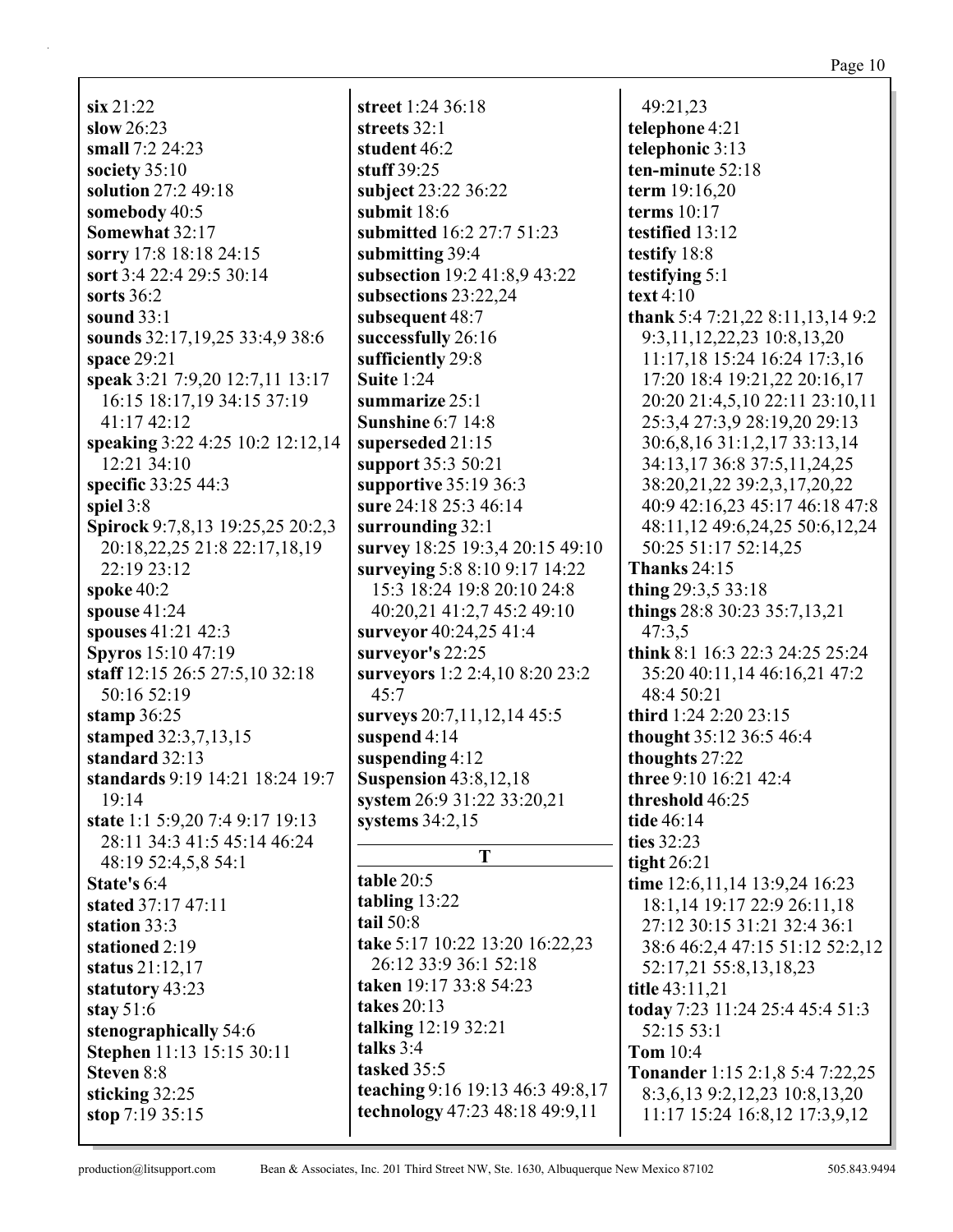**six** 21:22
**slow** 26:23
**small** 7:2 24:23
**society** 35:10
**solution** 27:2 49:18
**somebody** 40:5
**Somewhat** 32:17
**sorry** 17:8 18:18 24:15
**sort** 3:4 22:4 29:5 30:14
**sorts** 36:2
**sound** 33:1
**sounds** 32:17,19,25 33:4,9 38:6
**space** 29:21
**speak** 3:21 7:9,20 12:7,11 13:17 16:15 18:17,19 34:15 37:19 41:17 42:12
**speaking** 3:22 4:25 10:2 12:12,14 12:21 34:10
**specific** 33:25 44:3
**spiel** 3:8
**Spirock** 9:7,8,13 19:25,25 20:2,3 20:18,22,25 21:8 22:17,18,19 22:19 23:12
**spoke** 40:2
**spouse** 41:24
**spouses** 41:21 42:3
**Spyros** 15:10 47:19
**staff** 12:15 26:5 27:5,10 32:18 50:16 52:19
**stamp** 36:25
**stamped** 32:3,7,13,15
**standard** 32:13
**standards** 9:19 14:21 18:24 19:7 19:14
**state** 1:1 5:9,20 7:4 9:17 19:13 28:11 34:3 41:5 45:14 46:24 48:19 52:4,5,8 54:1
**State's** 6:4
**stated** 37:17 47:11
**station** 33:3
**stationed** 2:19
**status** 21:12,17
**statutory** 43:23
**stay** 51:6
**stenographically** 54:6
**Stephen** 11:13 15:15 30:11
**Steven** 8:8
**sticking** 32:25
**stop** 7:19 35:15
**street** 1:24 36:18
**streets** 32:1
**student** 46:2
**stuff** 39:25
**subject** 23:22 36:22
**submit** 18:6
**submitted** 16:2 27:7 51:23
**submitting** 39:4
**subsection** 19:2 41:8,9 43:22
**subsections** 23:22,24
**subsequent** 48:7
**successfully** 26:16
**sufficiently** 29:8
**Suite** 1:24
**summarize** 25:1
**Sunshine** 6:7 14:8
**superseded** 21:15
**support** 35:3 50:21
**supportive** 35:19 36:3
**sure** 24:18 25:3 46:14
**surrounding** 32:1
**survey** 18:25 19:3,4 20:15 49:10
**surveying** 5:8 8:10 9:17 14:22 15:3 18:24 19:8 20:10 24:8 40:20,21 41:2,7 45:2 49:10
**surveyor** 40:24,25 41:4
**surveyor's** 22:25
**surveyors** 1:2 2:4,10 8:20 23:2 45:7
**surveys** 20:7,11,12,14 45:5
**suspend** 4:14
**suspending** 4:12
**Suspension** 43:8,12,18
**system** 26:9 31:22 33:20,21
**systems** 34:2,15

**T**

**table** 20:5
**tabling** 13:22
**tail** 50:8
**take** 5:17 10:22 13:20 16:22,23 26:12 33:9 36:1 52:18
**taken** 19:17 33:8 54:23
**takes** 20:13
**talking** 12:19 32:21
**talks** 3:4
**tasked** 35:5
**teaching** 9:16 19:13 46:3 49:8,17 49:21,23
**technology** 47:23 48:18 49:9,11
**telephone** 4:21
**telephonic** 3:13
**ten-minute** 52:18
**term** 19:16,20
**terms** 10:17
**testified** 13:12
**testify** 18:8
**testifying** 5:1
**text** 4:10
**thank** 5:4 7:21,22 8:11,13,14 9:2 9:3,11,12,22,23 10:8,13,20 11:17,18 15:24 16:24 17:3,16 17:20 18:4 19:21,22 20:16,17 20:20 21:4,5,10 22:11 23:10,11 25:3,4 27:3,9 28:19,20 29:13 30:6,8,16 31:1,2,17 33:13,14 34:13,17 36:8 37:5,11,24,25 38:20,21,22 39:2,3,17,20,22 40:9 42:16,23 45:17 46:18 47:8 48:11,12 49:6,24,25 50:6,12,24 50:25 51:17 52:14,25
**Thanks** 24:15
**thing** 29:3,5 33:18
**things** 28:8 30:23 35:7,13,21 47:3,5
**think** 8:1 16:3 22:3 24:25 25:24 35:20 40:11,14 46:16,21 47:2 48:4 50:21
**third** 1:24 2:20 23:15
**thought** 35:12 36:5 46:4
**thoughts** 27:22
**three** 9:10 16:21 42:4
**threshold** 46:25
**tide** 46:14
**ties** 32:23
**tight** 26:21
**time** 12:6,11,14 13:9,24 16:23 18:1,14 19:17 22:9 26:11,18 27:12 30:15 31:21 32:4 36:1 38:6 46:2,4 47:15 51:12 52:2,12 52:17,21 55:8,13,18,23
**title** 43:11,21
**today** 7:23 11:24 25:4 45:4 51:3 52:15 53:1
**Tom** 10:4
**Tonander** 1:15 2:1,8 5:4 7:22,25 8:3,6,13 9:2,12,23 10:8,13,20 11:17 15:24 16:8,12 17:3,9,12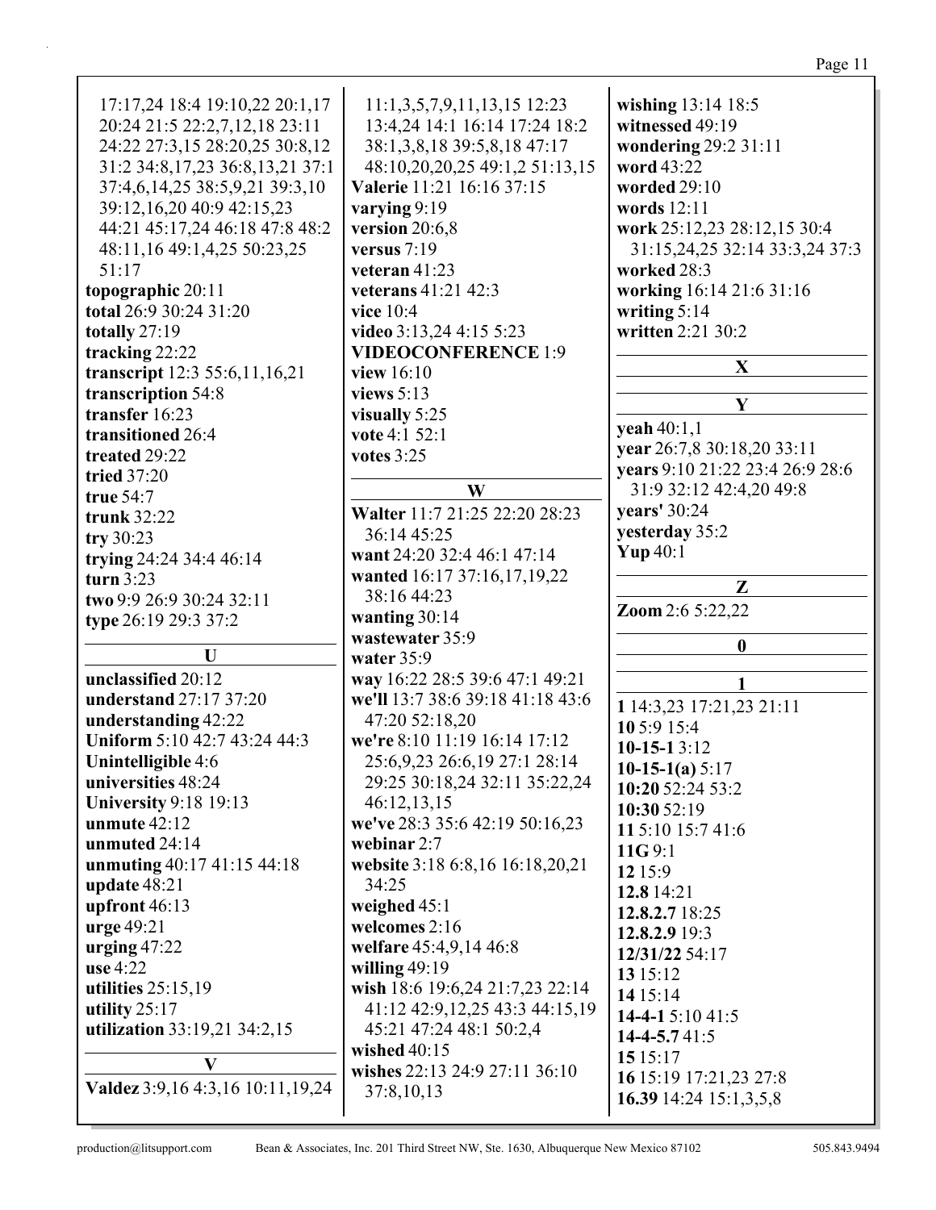17:17,24 18:4 19:10,22 20:1,17 20:24 21:5 22:2,7,12,18 23:11 24:22 27:3,15 28:20,25 30:8,12 31:2 34:8,17,23 36:8,13,21 37:1 37:4,6,14,25 38:5,9,21 39:3,10 39:12,16,20 40:9 42:15,23 44:21 45:17,24 46:18 47:8 48:2 48:11,16 49:1,4,25 50:23,25 51:17

**topographic** 20:11
**total** 26:9 30:24 31:20
**totally** 27:19
**tracking** 22:22
**transcript** 12:3 55:6,11,16,21
**transcription** 54:8
**transfer** 16:23
**transitioned** 26:4
**treated** 29:22
**tried** 37:20
**true** 54:7
**trunk** 32:22
**try** 30:23
**trying** 24:24 34:4 46:14
**turn** 3:23
**two** 9:9 26:9 30:24 32:11
**type** 26:19 29:3 37:2

**U**

**unclassified** 20:12
**understand** 27:17 37:20
**understanding** 42:22
**Uniform** 5:10 42:7 43:24 44:3
**Unintelligible** 4:6
**universities** 48:24
**University** 9:18 19:13
**unmute** 42:12
**unmuted** 24:14
**unmuting** 40:17 41:15 44:18
**update** 48:21
**upfront** 46:13
**urge** 49:21
**urging** 47:22
**use** 4:22
**utilities** 25:15,19
**utility** 25:17
**utilization** 33:19,21 34:2,15

**V**

**Valdez** 3:9,16 4:3,16 10:11,19,24 11:1,3,5,7,9,11,13,15 12:23 13:4,24 14:1 16:14 17:24 18:2 38:1,3,8,18 39:5,8,18 47:17 48:10,20,20,25 49:1,2 51:13,15
**Valerie** 11:21 16:16 37:15
**varying** 9:19
**version** 20:6,8
**versus** 7:19
**veteran** 41:23
**veterans** 41:21 42:3
**vice** 10:4
**video** 3:13,24 4:15 5:23
**VIDEOCONFERENCE** 1:9
**view** 16:10
**views** 5:13
**visually** 5:25
**vote** 4:1 52:1
**votes** 3:25

**W**

**Walter** 11:7 21:25 22:20 28:23 36:14 45:25
**want** 24:20 32:4 46:1 47:14
**wanted** 16:17 37:16,17,19,22 38:16 44:23
**wanting** 30:14
**wastewater** 35:9
**water** 35:9
**way** 16:22 28:5 39:6 47:1 49:21
**we'll** 13:7 38:6 39:18 41:18 43:6 47:20 52:18,20
**we're** 8:10 11:19 16:14 17:12 25:6,9,23 26:6,19 27:1 28:14 29:25 30:18,24 32:11 35:22,24 46:12,13,15
**we've** 28:3 35:6 42:19 50:16,23
**webinar** 2:7
**website** 3:18 6:8,16 16:18,20,21 34:25
**weighed** 45:1
**welcomes** 2:16
**welfare** 45:4,9,14 46:8
**willing** 49:19
**wish** 18:6 19:6,24 21:7,23 22:14 41:12 42:9,12,25 43:3 44:15,19 45:21 47:24 48:1 50:2,4
**wished** 40:15
**wishes** 22:13 24:9 27:11 36:10 37:8,10,13
**wishing** 13:14 18:5
**witnessed** 49:19
**wondering** 29:2 31:11
**word** 43:22
**worded** 29:10
**words** 12:11
**work** 25:12,23 28:12,15 30:4 31:15,24,25 32:14 33:3,24 37:3
**worked** 28:3
**working** 16:14 21:6 31:16
**writing** 5:14
**written** 2:21 30:2

**X**

**Y**

**yeah** 40:1,1
**year** 26:7,8 30:18,20 33:11
**years** 9:10 21:22 23:4 26:9 28:6 31:9 32:12 42:4,20 49:8
**years'** 30:24
**yesterday** 35:2
**Yup** 40:1

**Z**

**Zoom** 2:6 5:22,22

**0**

**1**

**1** 14:3,23 17:21,23 21:11
**10** 5:9 15:4
**10-15-1** 3:12
**10-15-1(a)** 5:17
**10:20** 52:24 53:2
**10:30** 52:19
**11** 5:10 15:7 41:6
**11G** 9:1
**12** 15:9
**12.8** 14:21
**12.8.2.7** 18:25
**12.8.2.9** 19:3
**12/31/22** 54:17
**13** 15:12
**14** 15:14
**14-4-1** 5:10 41:5
**14-4-5.7** 41:5
**15** 15:17
**16** 15:19 17:21,23 27:8
**16.39** 14:24 15:1,3,5,8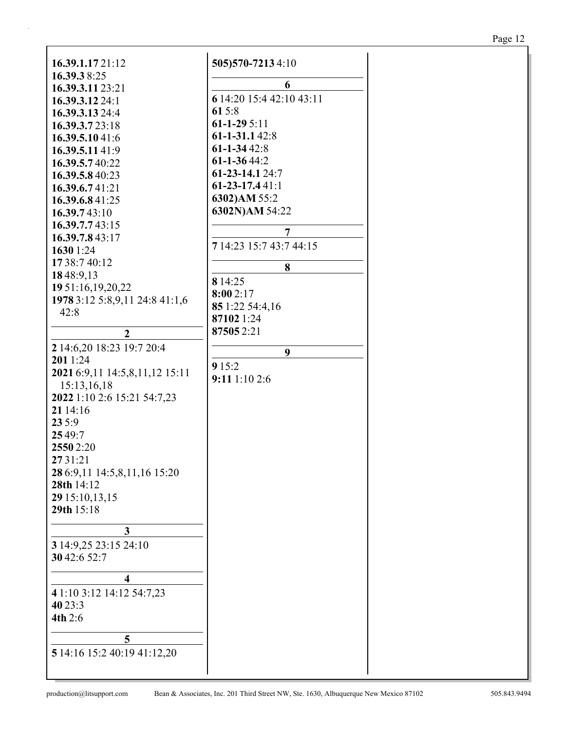**16.39.1.17** 21:12
**16.39.3** 8:25
**16.39.3.11** 23:21
**16.39.3.12** 24:1
**16.39.3.13** 24:4
**16.39.3.7** 23:18
**16.39.5.10** 41:6
**16.39.5.11** 41:9
**16.39.5.7** 40:22
**16.39.5.8** 40:23
**16.39.6.7** 41:21
**16.39.6.8** 41:25
**16.39.7** 43:10
**16.39.7.7** 43:15
**16.39.7.8** 43:17
**1630** 1:24
**17** 38:7 40:12
**18** 48:9,13
**19** 51:16,19,20,22
**1978** 3:12 5:8,9,11 24:8 41:1,6 42:8

### 2

**2** 14:6,20 18:23 19:7 20:4
**201** 1:24
**2021** 6:9,11 14:5,8,11,12 15:11 15:13,16,18
**2022** 1:10 2:6 15:21 54:7,23
**21** 14:16
**23** 5:9
**25** 49:7
**2550** 2:20
**27** 31:21
**28** 6:9,11 14:5,8,11,16 15:20
**28th** 14:12
**29** 15:10,13,15
**29th** 15:18

### 3

**3** 14:9,25 23:15 24:10
**30** 42:6 52:7

### 4

**4** 1:10 3:12 14:12 54:7,23
**40** 23:3
**4th** 2:6

### 5

**5** 14:16 15:2 40:19 41:12,20
**505)570-7213** 4:10

### 6

**6** 14:20 15:4 42:10 43:11
**61** 5:8
**61-1-29** 5:11
**61-1-31.1** 42:8
**61-1-34** 42:8
**61-1-36** 44:2
**61-23-14.1** 24:7
**61-23-17.4** 41:1
**6302)AM** 55:2
**6302N)AM** 54:22

### 7

**7** 14:23 15:7 43:7 44:15

### 8

**8** 14:25
**8:00** 2:17
**85** 1:22 54:4,16
**87102** 1:24
**87505** 2:21

### 9

**9** 15:2
**9:11** 1:10 2:6